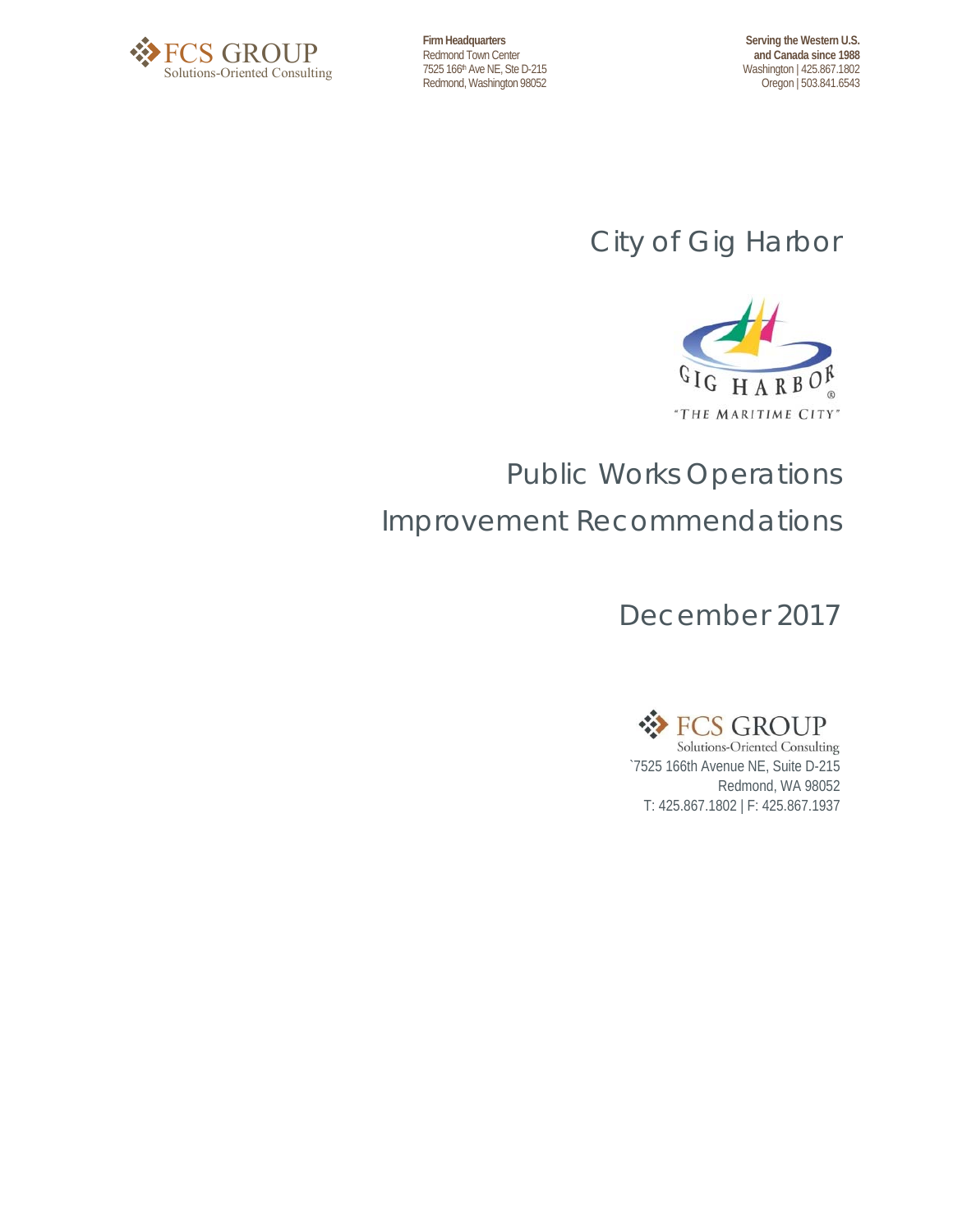FCS GROUP
Solutions-Oriented Consulting

**Firm Headquarters**
Redmond Town Center
7525 166th Ave NE, Ste D-215
Redmond, Washington 98052

**Serving the Western U.S. and Canada since 1988**
Washington | 425.867.1802
Oregon | 503.841.6543

# City of Gig Harbor

GIG HARBOR®
"THE MARITIME CITY"

# Public Works Operations Improvement Recommendations

December 2017

FCS GROUP
Solutions-Oriented Consulting
`7525 166th Avenue NE, Suite D-215
Redmond, WA 98052
T: 425.867.1802 | F: 425.867.1937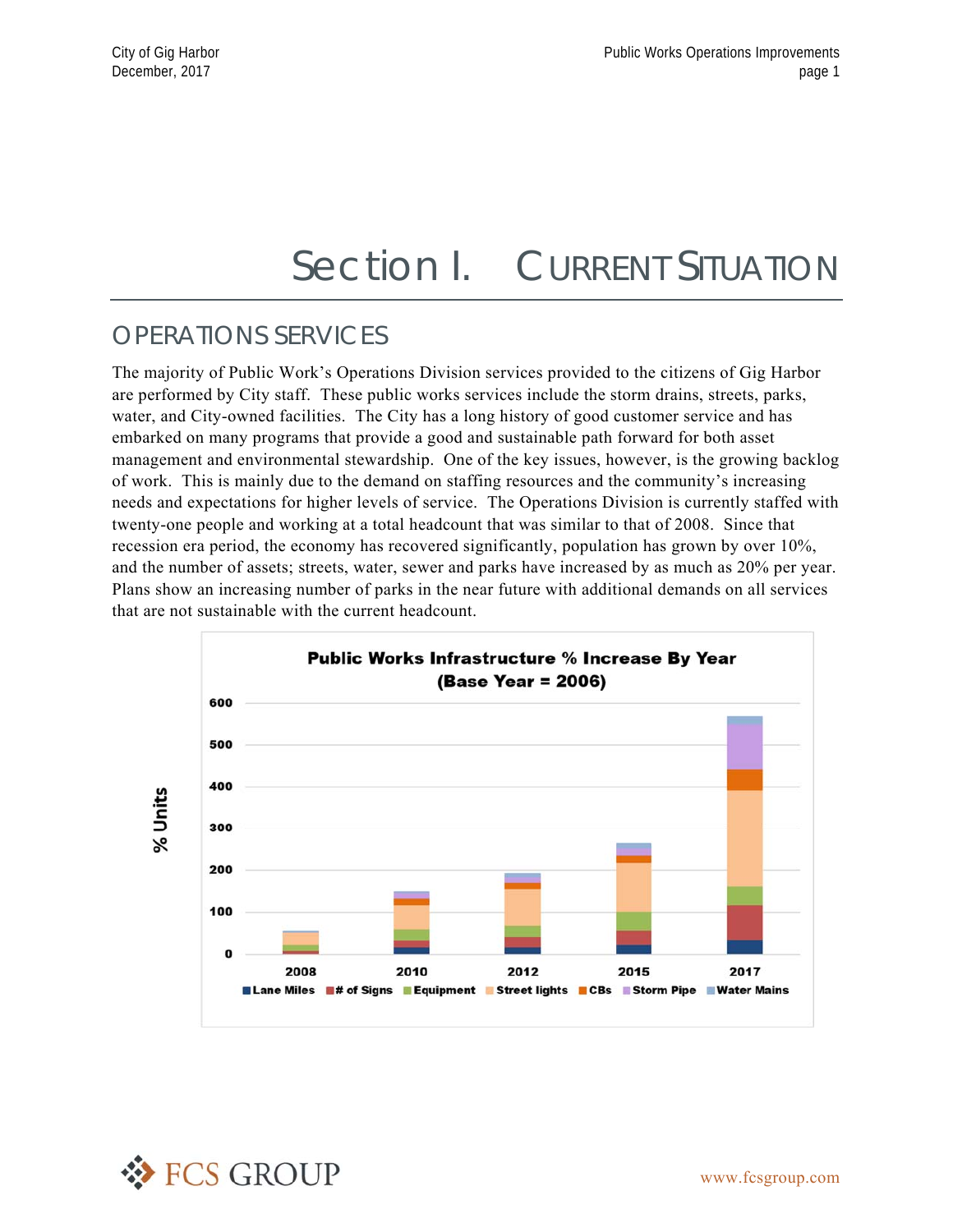# Section I. CURRENT SITUATION

## OPERATIONS SERVICES

The majority of Public Work's Operations Division services provided to the citizens of Gig Harbor are performed by City staff. These public works services include the storm drains, streets, parks, water, and City-owned facilities. The City has a long history of good customer service and has embarked on many programs that provide a good and sustainable path forward for both asset management and environmental stewardship. One of the key issues, however, is the growing backlog of work. This is mainly due to the demand on staffing resources and the community's increasing needs and expectations for higher levels of service. The Operations Division is currently staffed with twenty-one people and working at a total headcount that was similar to that of 2008. Since that recession era period, the economy has recovered significantly, population has grown by over 10%, and the number of assets; streets, water, sewer and parks have increased by as much as 20% per year. Plans show an increasing number of parks in the near future with additional demands on all services that are not sustainable with the current headcount.

**Public Works Infrastructure % Increase By Year (Base Year = 2006)**

Y-axis: % Units (0–600). X-axis: 2008, 2010, 2012, 2015, 2017.

Legend: Lane Miles, # of Signs, Equipment, Street lights, CBs, Storm Pipe, Water Mains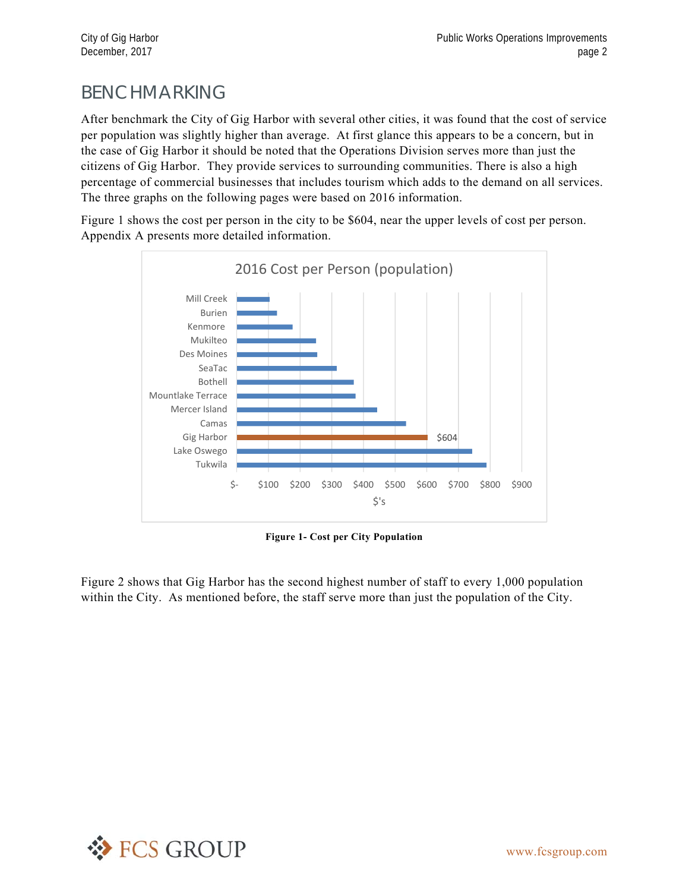# BENCHMARKING

After benchmark the City of Gig Harbor with several other cities, it was found that the cost of service per population was slightly higher than average. At first glance this appears to be a concern, but in the case of Gig Harbor it should be noted that the Operations Division serves more than just the citizens of Gig Harbor. They provide services to surrounding communities. There is also a high percentage of commercial businesses that includes tourism which adds to the demand on all services. The three graphs on the following pages were based on 2016 information.

Figure 1 shows the cost per person in the city to be $604, near the upper levels of cost per person. Appendix A presents more detailed information.

2016 Cost per Person (population)

Mill Creek
Burien
Kenmore
Mukilteo
Des Moines
SeaTac
Bothell
Mountlake Terrace
Mercer Island
Camas
Gig Harbor $604
Lake Oswego
Tukwila

$- $100 $200 $300 $400 $500 $600 $700 $800 $900

$'s

**Figure 1- Cost per City Population**

Figure 2 shows that Gig Harbor has the second highest number of staff to every 1,000 population within the City. As mentioned before, the staff serve more than just the population of the City.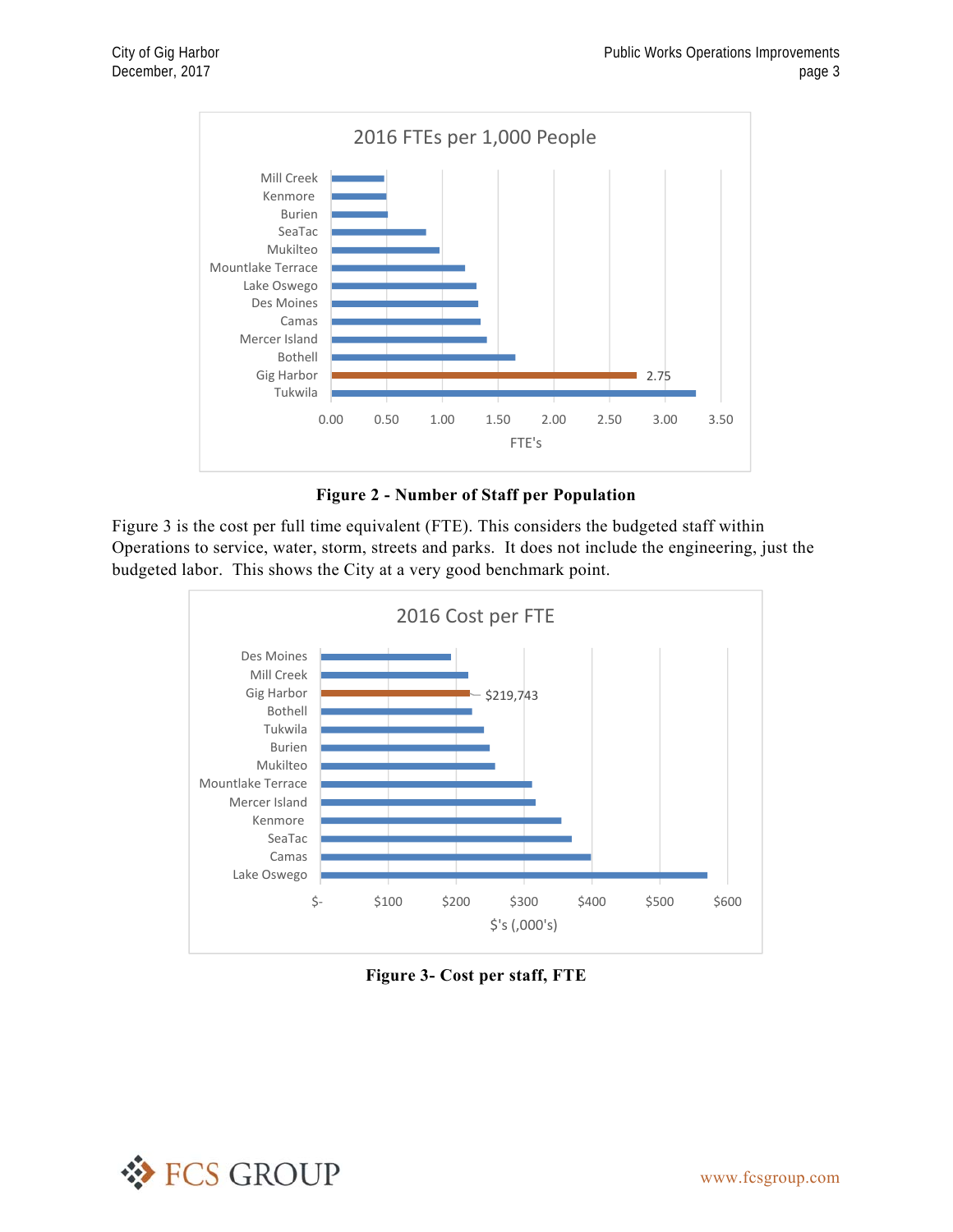**Figure 2 - Number of Staff per Population**

Figure 3 is the cost per full time equivalent (FTE). This considers the budgeted staff within Operations to service, water, storm, streets and parks. It does not include the engineering, just the budgeted labor. This shows the City at a very good benchmark point.

**Figure 3- Cost per staff, FTE**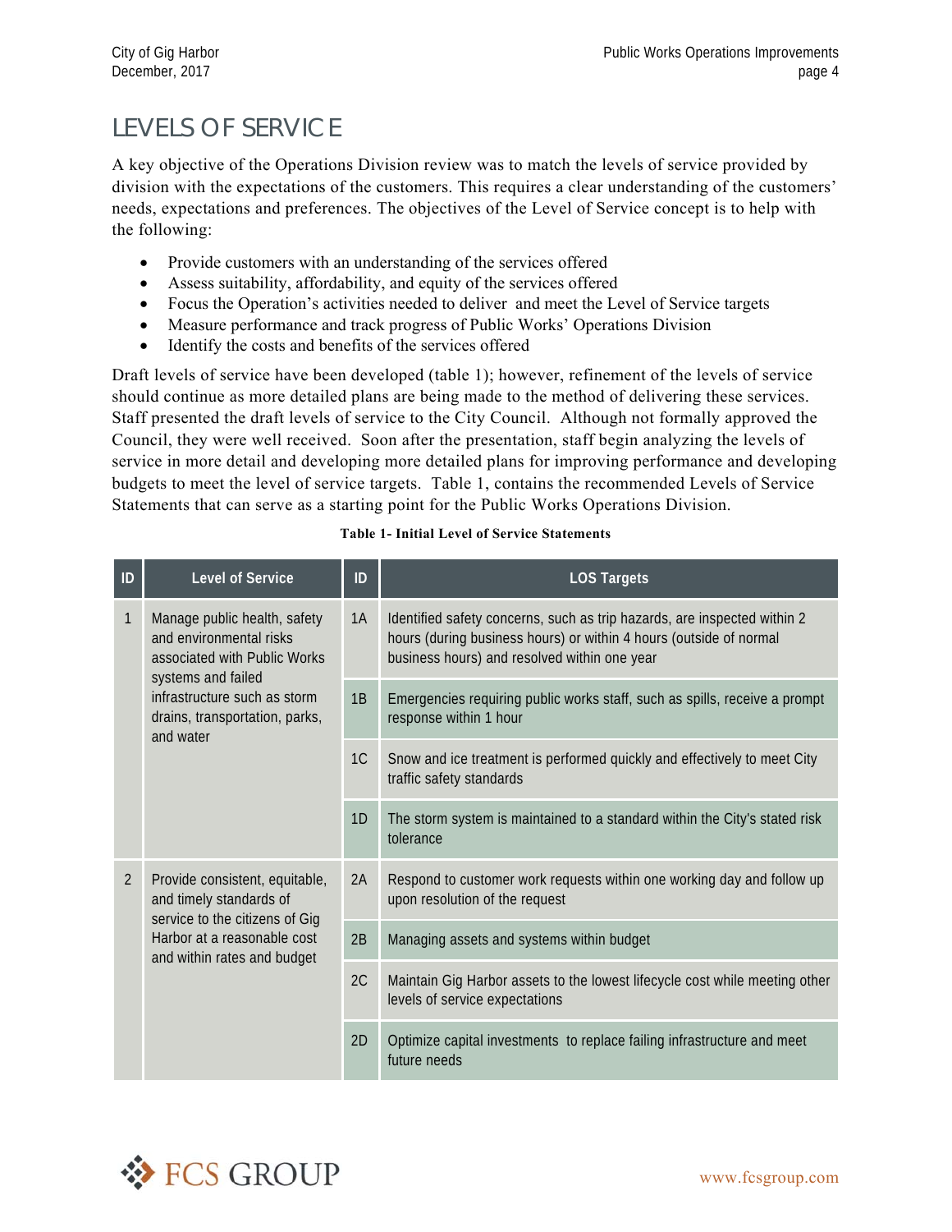# LEVELS OF SERVICE

A key objective of the Operations Division review was to match the levels of service provided by division with the expectations of the customers. This requires a clear understanding of the customers' needs, expectations and preferences. The objectives of the Level of Service concept is to help with the following:

- Provide customers with an understanding of the services offered
- Assess suitability, affordability, and equity of the services offered
- Focus the Operation's activities needed to deliver and meet the Level of Service targets
- Measure performance and track progress of Public Works' Operations Division
- Identify the costs and benefits of the services offered

Draft levels of service have been developed (table 1); however, refinement of the levels of service should continue as more detailed plans are being made to the method of delivering these services. Staff presented the draft levels of service to the City Council. Although not formally approved the Council, they were well received. Soon after the presentation, staff begin analyzing the levels of service in more detail and developing more detailed plans for improving performance and developing budgets to meet the level of service targets. Table 1, contains the recommended Levels of Service Statements that can serve as a starting point for the Public Works Operations Division.

**Table 1- Initial Level of Service Statements**

| ID | Level of Service | ID | LOS Targets |
|---|---|---|---|
| 1 | Manage public health, safety and environmental risks associated with Public Works systems and failed infrastructure such as storm drains, transportation, parks, and water | 1A | Identified safety concerns, such as trip hazards, are inspected within 2 hours (during business hours) or within 4 hours (outside of normal business hours) and resolved within one year |
| | | 1B | Emergencies requiring public works staff, such as spills, receive a prompt response within 1 hour |
| | | 1C | Snow and ice treatment is performed quickly and effectively to meet City traffic safety standards |
| | | 1D | The storm system is maintained to a standard within the City's stated risk tolerance |
| 2 | Provide consistent, equitable, and timely standards of service to the citizens of Gig Harbor at a reasonable cost and within rates and budget | 2A | Respond to customer work requests within one working day and follow up upon resolution of the request |
| | | 2B | Managing assets and systems within budget |
| | | 2C | Maintain Gig Harbor assets to the lowest lifecycle cost while meeting other levels of service expectations |
| | | 2D | Optimize capital investments to replace failing infrastructure and meet future needs |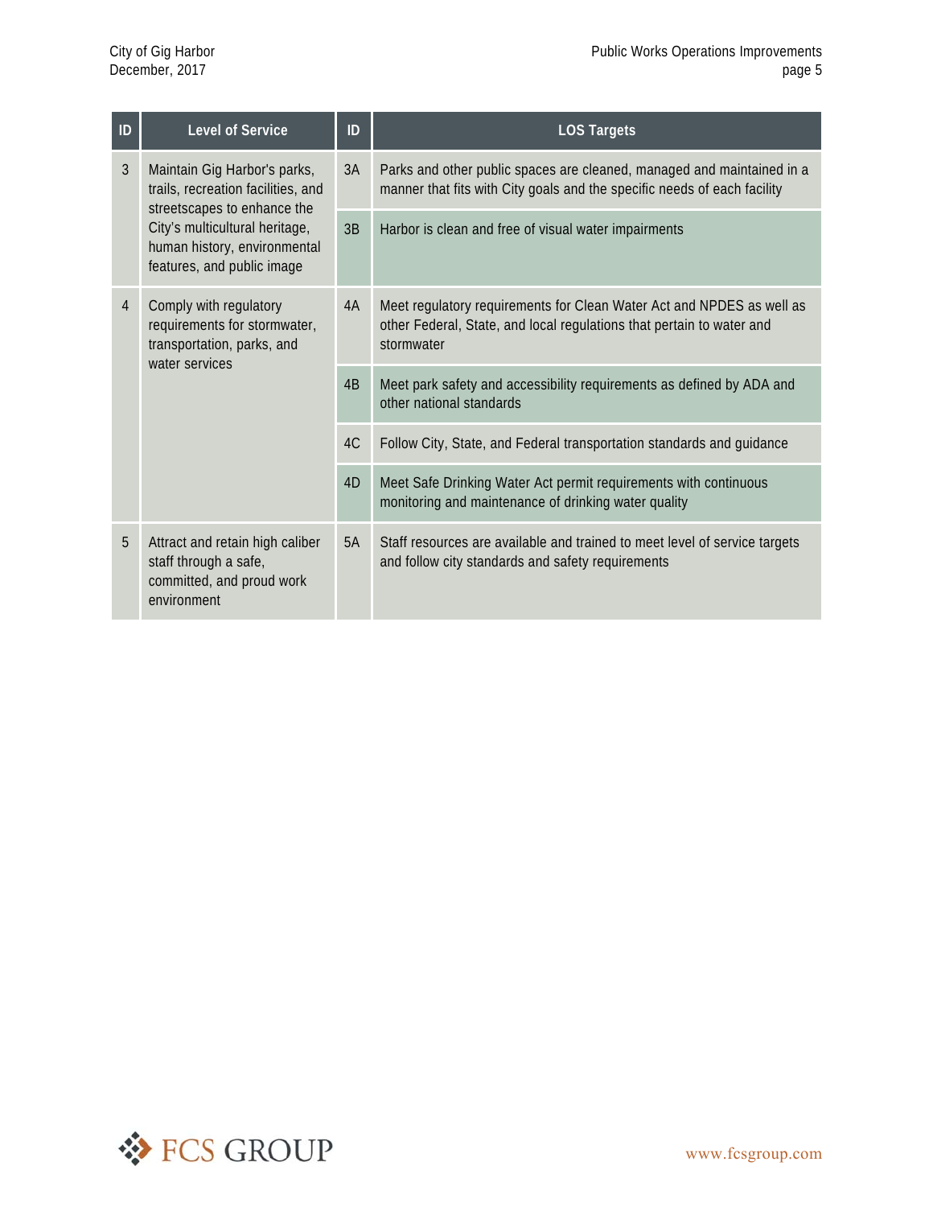| ID | Level of Service | ID | LOS Targets |
|---|---|---|---|
| 3 | Maintain Gig Harbor's parks, trails, recreation facilities, and streetscapes to enhance the City's multicultural heritage, human history, environmental features, and public image | 3A | Parks and other public spaces are cleaned, managed and maintained in a manner that fits with City goals and the specific needs of each facility |
| | | 3B | Harbor is clean and free of visual water impairments |
| 4 | Comply with regulatory requirements for stormwater, transportation, parks, and water services | 4A | Meet regulatory requirements for Clean Water Act and NPDES as well as other Federal, State, and local regulations that pertain to water and stormwater |
| | | 4B | Meet park safety and accessibility requirements as defined by ADA and other national standards |
| | | 4C | Follow City, State, and Federal transportation standards and guidance |
| | | 4D | Meet Safe Drinking Water Act permit requirements with continuous monitoring and maintenance of drinking water quality |
| 5 | Attract and retain high caliber staff through a safe, committed, and proud work environment | 5A | Staff resources are available and trained to meet level of service targets and follow city standards and safety requirements |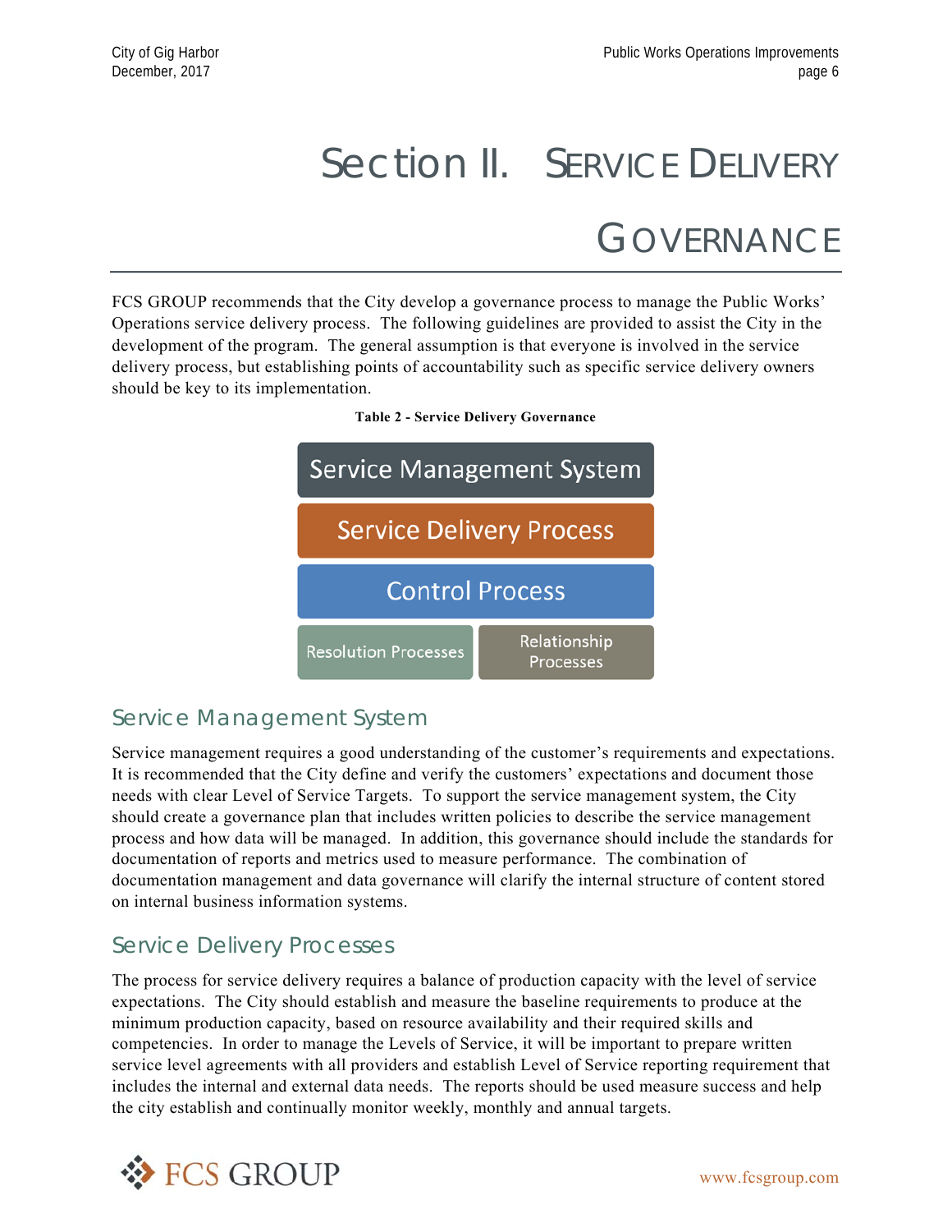# Section II. Service Delivery Governance

FCS GROUP recommends that the City develop a governance process to manage the Public Works' Operations service delivery process. The following guidelines are provided to assist the City in the development of the program. The general assumption is that everyone is involved in the service delivery process, but establishing points of accountability such as specific service delivery owners should be key to its implementation.

**Table 2 - Service Delivery Governance**

| Service Management System | |
|---|---|
| Service Delivery Process | |
| Control Process | |
| Resolution Processes | Relationship Processes |

## Service Management System

Service management requires a good understanding of the customer's requirements and expectations. It is recommended that the City define and verify the customers' expectations and document those needs with clear Level of Service Targets. To support the service management system, the City should create a governance plan that includes written policies to describe the service management process and how data will be managed. In addition, this governance should include the standards for documentation of reports and metrics used to measure performance. The combination of documentation management and data governance will clarify the internal structure of content stored on internal business information systems.

## Service Delivery Processes

The process for service delivery requires a balance of production capacity with the level of service expectations. The City should establish and measure the baseline requirements to produce at the minimum production capacity, based on resource availability and their required skills and competencies. In order to manage the Levels of Service, it will be important to prepare written service level agreements with all providers and establish Level of Service reporting requirement that includes the internal and external data needs. The reports should be used measure success and help the city establish and continually monitor weekly, monthly and annual targets.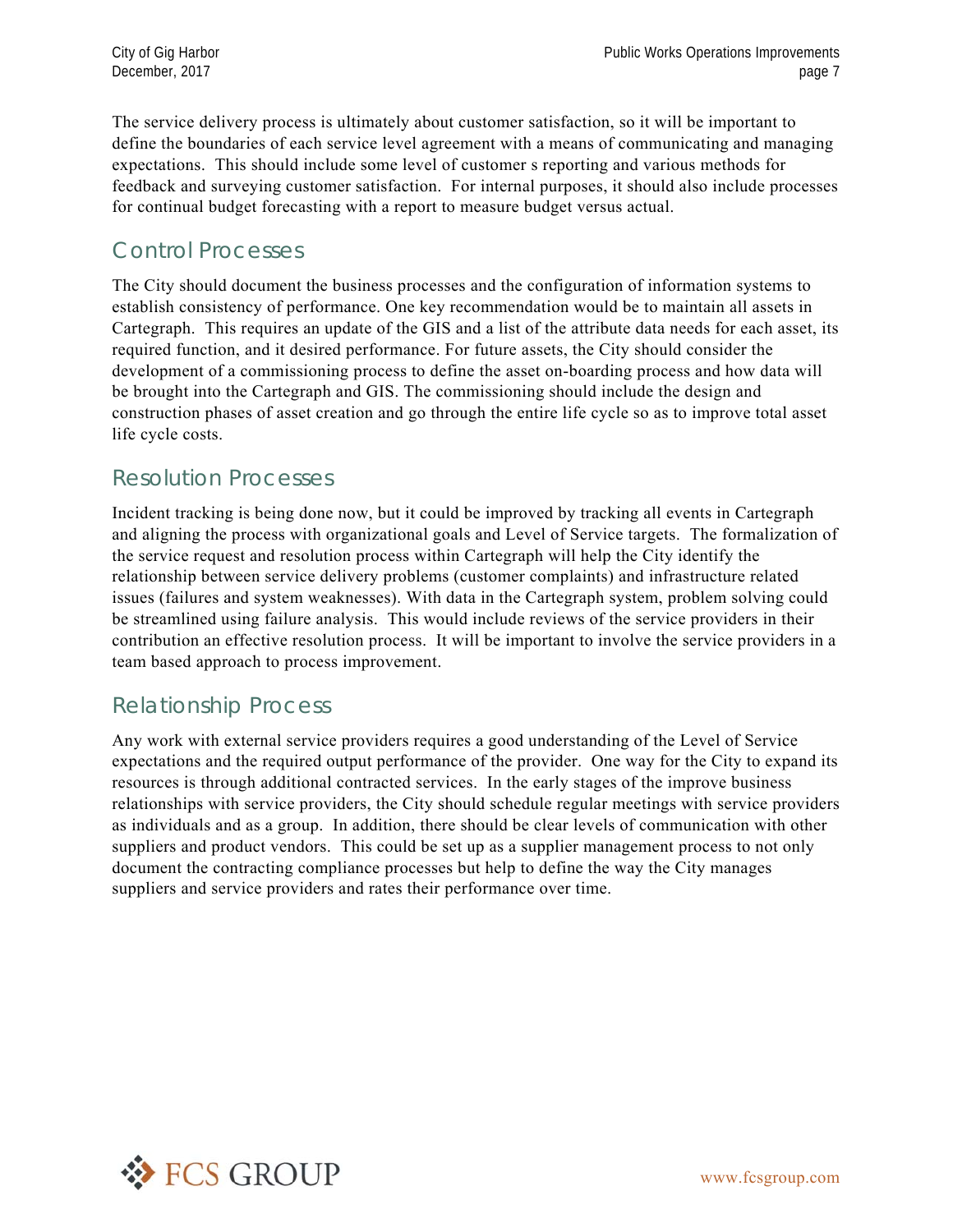The service delivery process is ultimately about customer satisfaction, so it will be important to define the boundaries of each service level agreement with a means of communicating and managing expectations. This should include some level of customer s reporting and various methods for feedback and surveying customer satisfaction. For internal purposes, it should also include processes for continual budget forecasting with a report to measure budget versus actual.

## Control Processes

The City should document the business processes and the configuration of information systems to establish consistency of performance. One key recommendation would be to maintain all assets in Cartegraph. This requires an update of the GIS and a list of the attribute data needs for each asset, its required function, and it desired performance. For future assets, the City should consider the development of a commissioning process to define the asset on-boarding process and how data will be brought into the Cartegraph and GIS. The commissioning should include the design and construction phases of asset creation and go through the entire life cycle so as to improve total asset life cycle costs.

## Resolution Processes

Incident tracking is being done now, but it could be improved by tracking all events in Cartegraph and aligning the process with organizational goals and Level of Service targets. The formalization of the service request and resolution process within Cartegraph will help the City identify the relationship between service delivery problems (customer complaints) and infrastructure related issues (failures and system weaknesses). With data in the Cartegraph system, problem solving could be streamlined using failure analysis. This would include reviews of the service providers in their contribution an effective resolution process. It will be important to involve the service providers in a team based approach to process improvement.

## Relationship Process

Any work with external service providers requires a good understanding of the Level of Service expectations and the required output performance of the provider. One way for the City to expand its resources is through additional contracted services. In the early stages of the improve business relationships with service providers, the City should schedule regular meetings with service providers as individuals and as a group. In addition, there should be clear levels of communication with other suppliers and product vendors. This could be set up as a supplier management process to not only document the contracting compliance processes but help to define the way the City manages suppliers and service providers and rates their performance over time.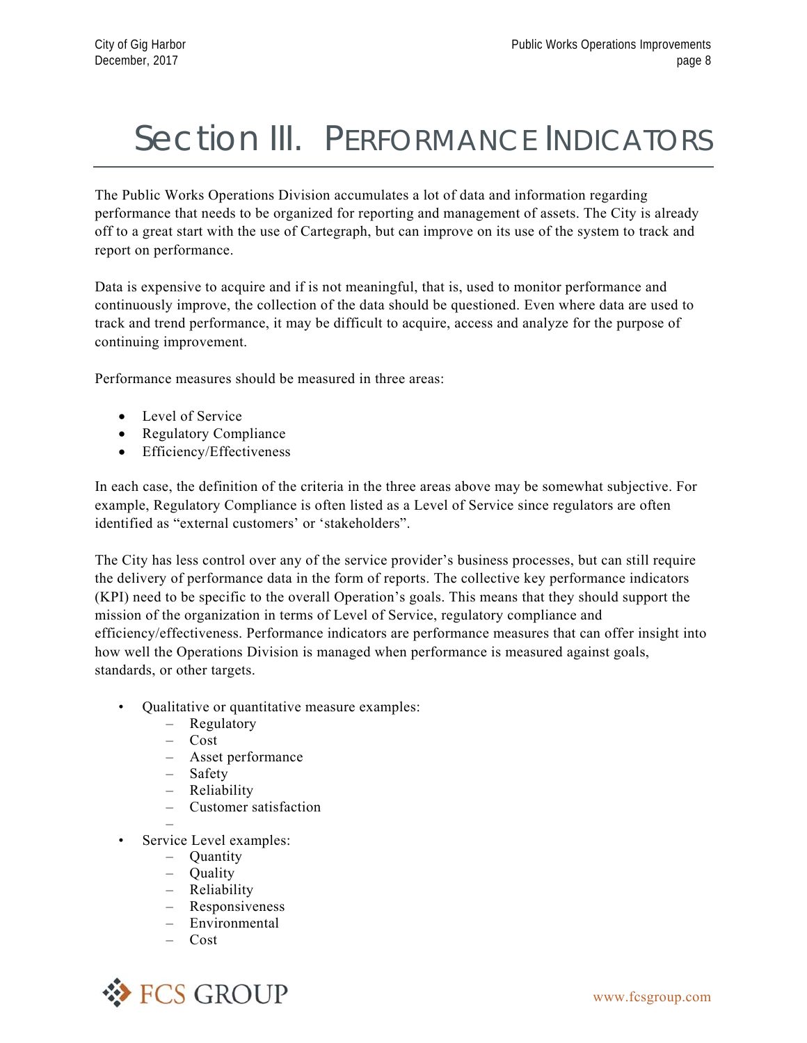# Section III. Performance Indicators

The Public Works Operations Division accumulates a lot of data and information regarding performance that needs to be organized for reporting and management of assets. The City is already off to a great start with the use of Cartegraph, but can improve on its use of the system to track and report on performance.

Data is expensive to acquire and if is not meaningful, that is, used to monitor performance and continuously improve, the collection of the data should be questioned. Even where data are used to track and trend performance, it may be difficult to acquire, access and analyze for the purpose of continuing improvement.

Performance measures should be measured in three areas:

- Level of Service
- Regulatory Compliance
- Efficiency/Effectiveness

In each case, the definition of the criteria in the three areas above may be somewhat subjective. For example, Regulatory Compliance is often listed as a Level of Service since regulators are often identified as "external customers' or 'stakeholders".

The City has less control over any of the service provider's business processes, but can still require the delivery of performance data in the form of reports. The collective key performance indicators (KPI) need to be specific to the overall Operation's goals. This means that they should support the mission of the organization in terms of Level of Service, regulatory compliance and efficiency/effectiveness. Performance indicators are performance measures that can offer insight into how well the Operations Division is managed when performance is measured against goals, standards, or other targets.

- Qualitative or quantitative measure examples:
  - Regulatory
  - Cost
  - Asset performance
  - Safety
  - Reliability
  - Customer satisfaction
- Service Level examples:
  - Quantity
  - Quality
  - Reliability
  - Responsiveness
  - Environmental
  - Cost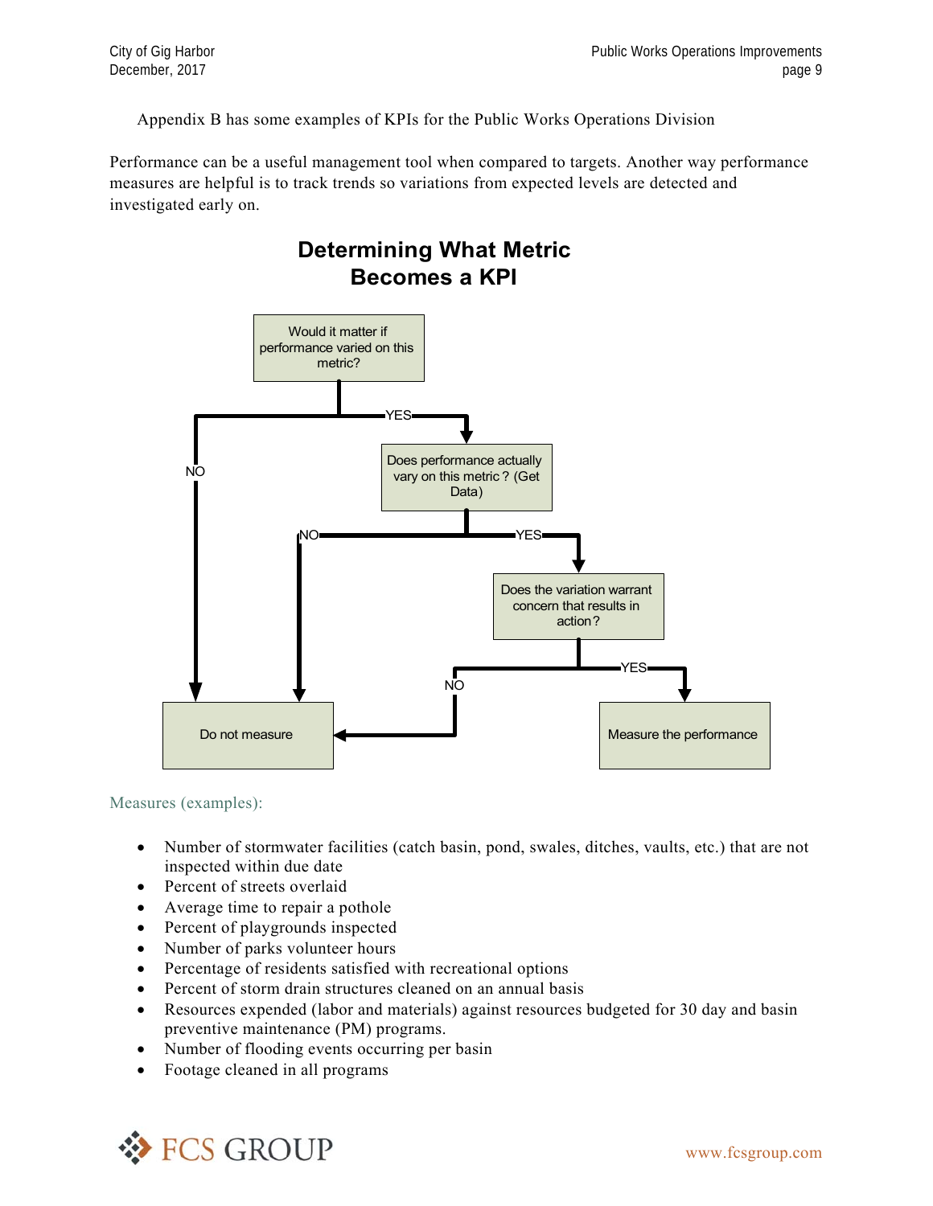Appendix B has some examples of KPIs for the Public Works Operations Division

Performance can be a useful management tool when compared to targets. Another way performance measures are helpful is to track trends so variations from expected levels are detected and investigated early on.

## Determining What Metric Becomes a KPI

Would it matter if performance varied on this metric?

YES

NO

Does performance actually vary on this metric? (Get Data)

NO

YES

Does the variation warrant concern that results in action?

NO

YES

Do not measure

Measure the performance

Measures (examples):

- Number of stormwater facilities (catch basin, pond, swales, ditches, vaults, etc.) that are not inspected within due date
- Percent of streets overlaid
- Average time to repair a pothole
- Percent of playgrounds inspected
- Number of parks volunteer hours
- Percentage of residents satisfied with recreational options
- Percent of storm drain structures cleaned on an annual basis
- Resources expended (labor and materials) against resources budgeted for 30 day and basin preventive maintenance (PM) programs.
- Number of flooding events occurring per basin
- Footage cleaned in all programs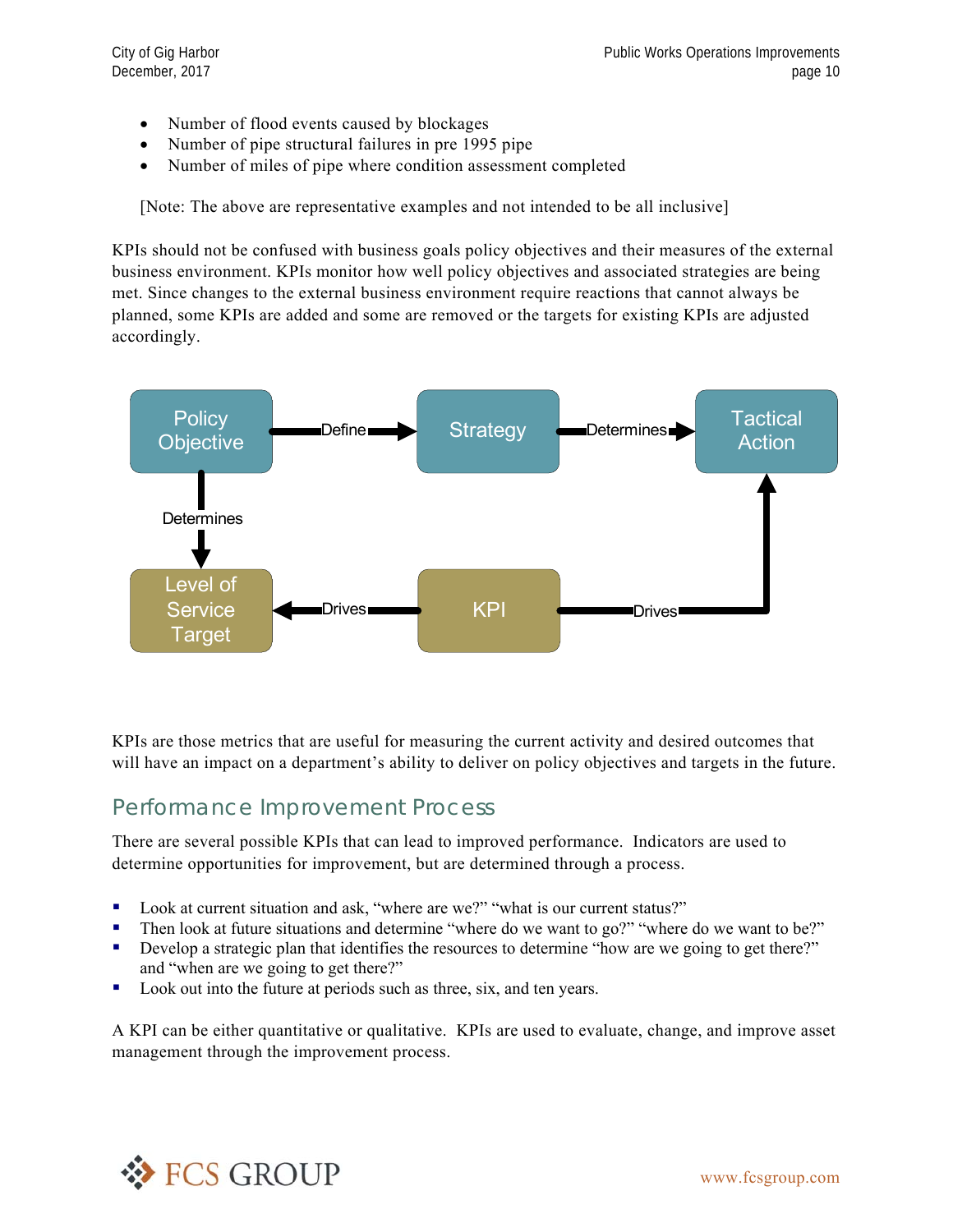- Number of flood events caused by blockages
- Number of pipe structural failures in pre 1995 pipe
- Number of miles of pipe where condition assessment completed

[Note: The above are representative examples and not intended to be all inclusive]

KPIs should not be confused with business goals policy objectives and their measures of the external business environment. KPIs monitor how well policy objectives and associated strategies are being met. Since changes to the external business environment require reactions that cannot always be planned, some KPIs are added and some are removed or the targets for existing KPIs are adjusted accordingly.

Policy Objective → Define → Strategy → Determines → Tactical Action

Policy Objective → Determines → Level of Service Target

KPI → Drives → Level of Service Target

KPI → Drives → Tactical Action

KPIs are those metrics that are useful for measuring the current activity and desired outcomes that will have an impact on a department's ability to deliver on policy objectives and targets in the future.

## Performance Improvement Process

There are several possible KPIs that can lead to improved performance. Indicators are used to determine opportunities for improvement, but are determined through a process.

- Look at current situation and ask, "where are we?" "what is our current status?"
- Then look at future situations and determine "where do we want to go?" "where do we want to be?"
- Develop a strategic plan that identifies the resources to determine "how are we going to get there?" and "when are we going to get there?"
- Look out into the future at periods such as three, six, and ten years.

A KPI can be either quantitative or qualitative. KPIs are used to evaluate, change, and improve asset management through the improvement process.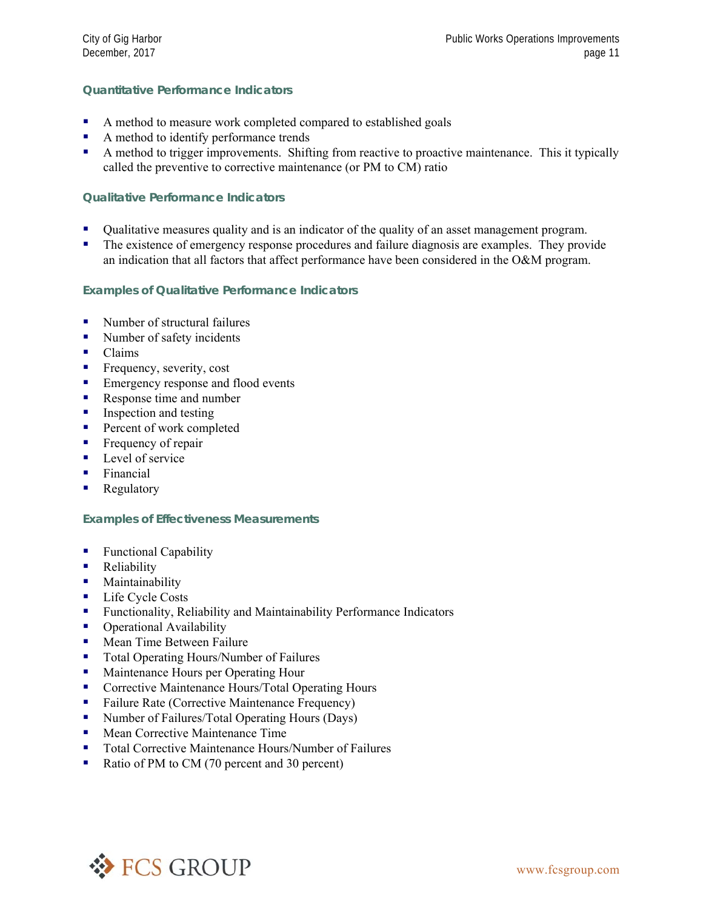### Quantitative Performance Indicators

- A method to measure work completed compared to established goals
- A method to identify performance trends
- A method to trigger improvements. Shifting from reactive to proactive maintenance. This it typically called the preventive to corrective maintenance (or PM to CM) ratio

### Qualitative Performance Indicators

- Qualitative measures quality and is an indicator of the quality of an asset management program.
- The existence of emergency response procedures and failure diagnosis are examples. They provide an indication that all factors that affect performance have been considered in the O&M program.

### Examples of Qualitative Performance Indicators

- Number of structural failures
- Number of safety incidents
- Claims
- Frequency, severity, cost
- Emergency response and flood events
- Response time and number
- Inspection and testing
- Percent of work completed
- Frequency of repair
- Level of service
- Financial
- Regulatory

### Examples of Effectiveness Measurements

- Functional Capability
- Reliability
- Maintainability
- Life Cycle Costs
- Functionality, Reliability and Maintainability Performance Indicators
- Operational Availability
- Mean Time Between Failure
- Total Operating Hours/Number of Failures
- Maintenance Hours per Operating Hour
- Corrective Maintenance Hours/Total Operating Hours
- Failure Rate (Corrective Maintenance Frequency)
- Number of Failures/Total Operating Hours (Days)
- Mean Corrective Maintenance Time
- Total Corrective Maintenance Hours/Number of Failures
- Ratio of PM to CM (70 percent and 30 percent)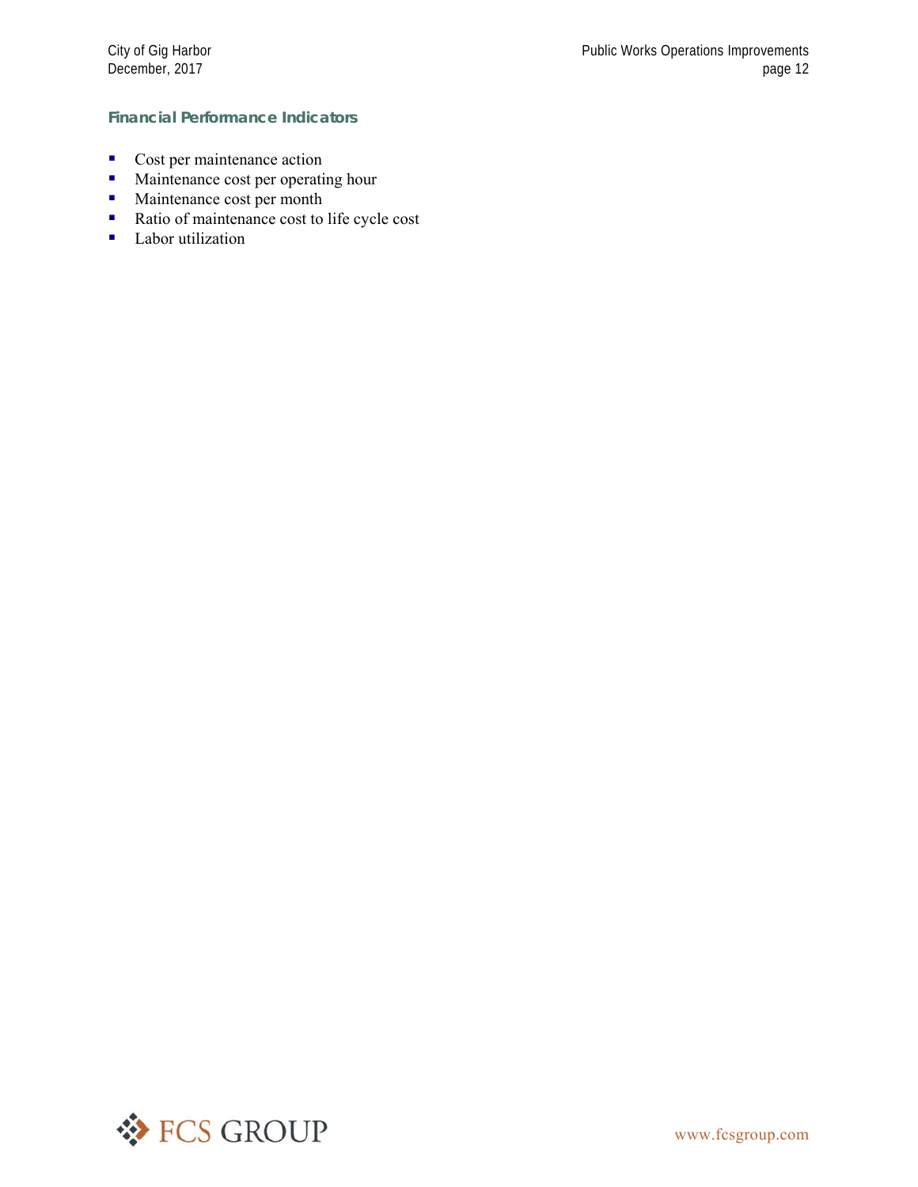### Financial Performance Indicators

- Cost per maintenance action
- Maintenance cost per operating hour
- Maintenance cost per month
- Ratio of maintenance cost to life cycle cost
- Labor utilization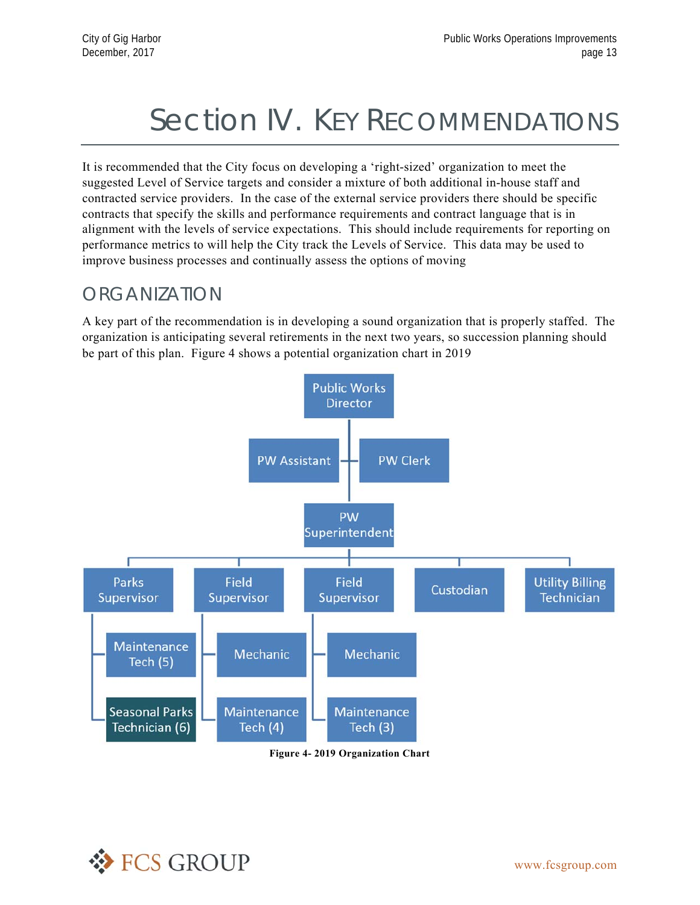# Section IV. Key Recommendations

It is recommended that the City focus on developing a 'right-sized' organization to meet the suggested Level of Service targets and consider a mixture of both additional in-house staff and contracted service providers. In the case of the external service providers there should be specific contracts that specify the skills and performance requirements and contract language that is in alignment with the levels of service expectations. This should include requirements for reporting on performance metrics to will help the City track the Levels of Service. This data may be used to improve business processes and continually assess the options of moving

## Organization

A key part of the recommendation is in developing a sound organization that is properly staffed. The organization is anticipating several retirements in the next two years, so succession planning should be part of this plan. Figure 4 shows a potential organization chart in 2019

- Public Works Director
  - PW Assistant
  - PW Clerk
  - PW Superintendent
    - Parks Supervisor
      - Maintenance Tech (5)
      - Seasonal Parks Technician (6)
    - Field Supervisor
      - Mechanic
      - Maintenance Tech (4)
    - Field Supervisor
      - Mechanic
      - Maintenance Tech (3)
    - Custodian
    - Utility Billing Technician

**Figure 4- 2019 Organization Chart**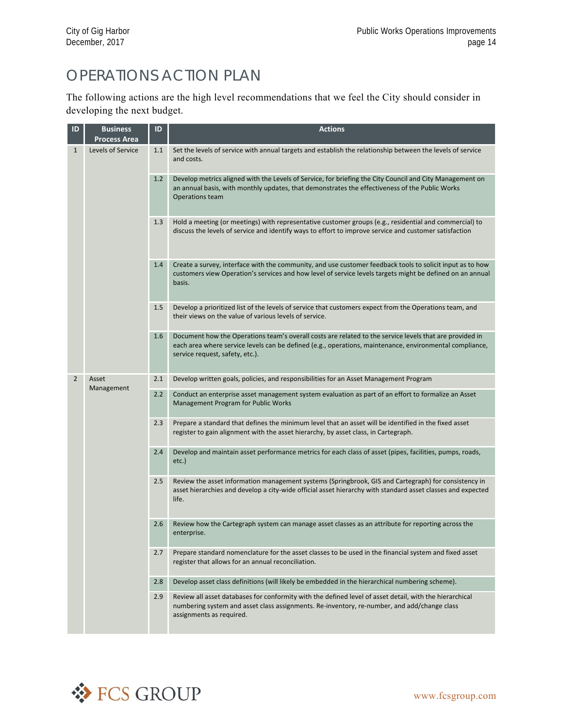# OPERATIONS ACTION PLAN

The following actions are the high level recommendations that we feel the City should consider in developing the next budget.

| ID | Business Process Area | ID | Actions |
|---|---|---|---|
| 1 | Levels of Service | 1.1 | Set the levels of service with annual targets and establish the relationship between the levels of service and costs. |
| | | 1.2 | Develop metrics aligned with the Levels of Service, for briefing the City Council and City Management on an annual basis, with monthly updates, that demonstrates the effectiveness of the Public Works Operations team |
| | | 1.3 | Hold a meeting (or meetings) with representative customer groups (e.g., residential and commercial) to discuss the levels of service and identify ways to effort to improve service and customer satisfaction |
| | | 1.4 | Create a survey, interface with the community, and use customer feedback tools to solicit input as to how customers view Operation's services and how level of service levels targets might be defined on an annual basis. |
| | | 1.5 | Develop a prioritized list of the levels of service that customers expect from the Operations team, and their views on the value of various levels of service. |
| | | 1.6 | Document how the Operations team's overall costs are related to the service levels that are provided in each area where service levels can be defined (e.g., operations, maintenance, environmental compliance, service request, safety, etc.). |
| 2 | Asset Management | 2.1 | Develop written goals, policies, and responsibilities for an Asset Management Program |
| | | 2.2 | Conduct an enterprise asset management system evaluation as part of an effort to formalize an Asset Management Program for Public Works |
| | | 2.3 | Prepare a standard that defines the minimum level that an asset will be identified in the fixed asset register to gain alignment with the asset hierarchy, by asset class, in Cartegraph. |
| | | 2.4 | Develop and maintain asset performance metrics for each class of asset (pipes, facilities, pumps, roads, etc.) |
| | | 2.5 | Review the asset information management systems (Springbrook, GIS and Cartegraph) for consistency in asset hierarchies and develop a city-wide official asset hierarchy with standard asset classes and expected life. |
| | | 2.6 | Review how the Cartegraph system can manage asset classes as an attribute for reporting across the enterprise. |
| | | 2.7 | Prepare standard nomenclature for the asset classes to be used in the financial system and fixed asset register that allows for an annual reconciliation. |
| | | 2.8 | Develop asset class definitions (will likely be embedded in the hierarchical numbering scheme). |
| | | 2.9 | Review all asset databases for conformity with the defined level of asset detail, with the hierarchical numbering system and asset class assignments. Re-inventory, re-number, and add/change class assignments as required. |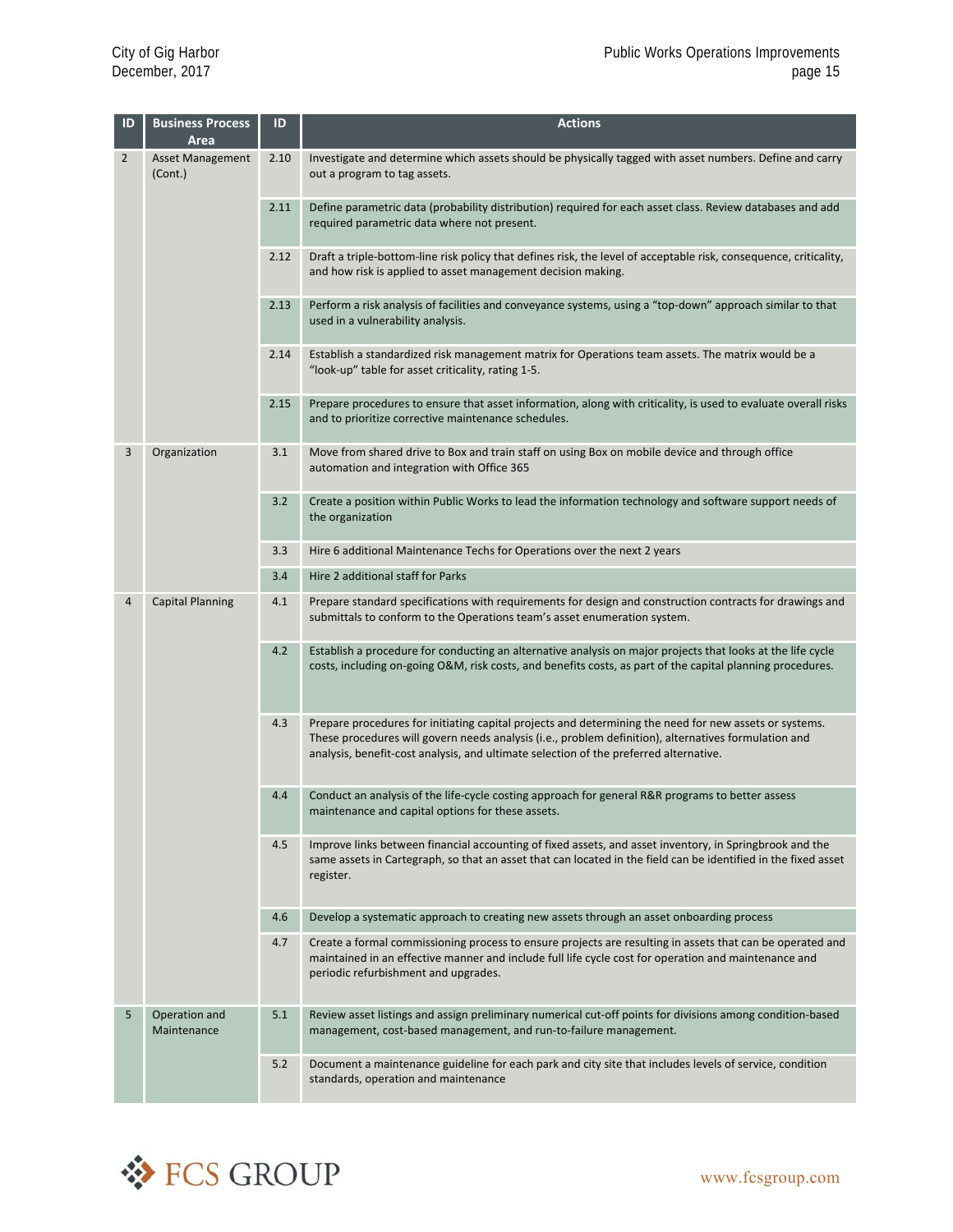| ID | Business Process Area | ID | Actions |
|---|---|---|---|
| 2 | Asset Management (Cont.) | 2.10 | Investigate and determine which assets should be physically tagged with asset numbers. Define and carry out a program to tag assets. |
| | | 2.11 | Define parametric data (probability distribution) required for each asset class. Review databases and add required parametric data where not present. |
| | | 2.12 | Draft a triple-bottom-line risk policy that defines risk, the level of acceptable risk, consequence, criticality, and how risk is applied to asset management decision making. |
| | | 2.13 | Perform a risk analysis of facilities and conveyance systems, using a "top-down" approach similar to that used in a vulnerability analysis. |
| | | 2.14 | Establish a standardized risk management matrix for Operations team assets. The matrix would be a "look-up" table for asset criticality, rating 1-5. |
| | | 2.15 | Prepare procedures to ensure that asset information, along with criticality, is used to evaluate overall risks and to prioritize corrective maintenance schedules. |
| 3 | Organization | 3.1 | Move from shared drive to Box and train staff on using Box on mobile device and through office automation and integration with Office 365 |
| | | 3.2 | Create a position within Public Works to lead the information technology and software support needs of the organization |
| | | 3.3 | Hire 6 additional Maintenance Techs for Operations over the next 2 years |
| | | 3.4 | Hire 2 additional staff for Parks |
| 4 | Capital Planning | 4.1 | Prepare standard specifications with requirements for design and construction contracts for drawings and submittals to conform to the Operations team's asset enumeration system. |
| | | 4.2 | Establish a procedure for conducting an alternative analysis on major projects that looks at the life cycle costs, including on-going O&M, risk costs, and benefits costs, as part of the capital planning procedures. |
| | | 4.3 | Prepare procedures for initiating capital projects and determining the need for new assets or systems. These procedures will govern needs analysis (i.e., problem definition), alternatives formulation and analysis, benefit-cost analysis, and ultimate selection of the preferred alternative. |
| | | 4.4 | Conduct an analysis of the life-cycle costing approach for general R&R programs to better assess maintenance and capital options for these assets. |
| | | 4.5 | Improve links between financial accounting of fixed assets, and asset inventory, in Springbrook and the same assets in Cartegraph, so that an asset that can located in the field can be identified in the fixed asset register. |
| | | 4.6 | Develop a systematic approach to creating new assets through an asset onboarding process |
| | | 4.7 | Create a formal commissioning process to ensure projects are resulting in assets that can be operated and maintained in an effective manner and include full life cycle cost for operation and maintenance and periodic refurbishment and upgrades. |
| 5 | Operation and Maintenance | 5.1 | Review asset listings and assign preliminary numerical cut-off points for divisions among condition-based management, cost-based management, and run-to-failure management. |
| | | 5.2 | Document a maintenance guideline for each park and city site that includes levels of service, condition standards, operation and maintenance |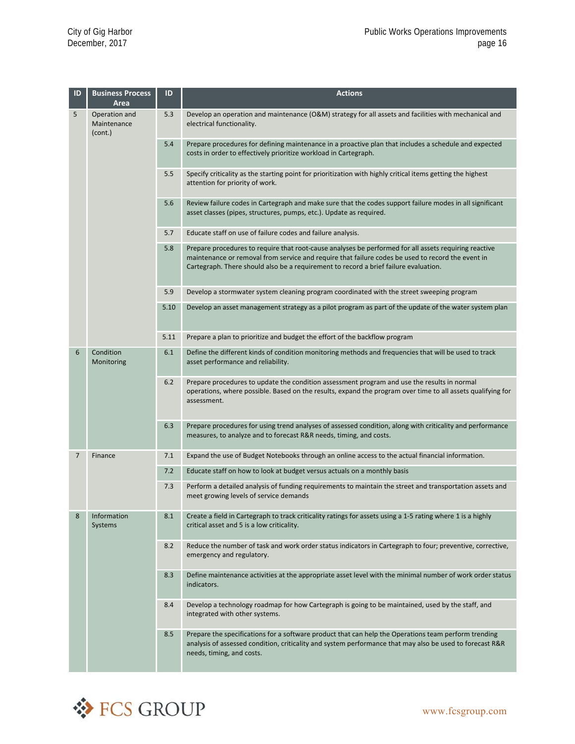| ID | Business Process Area | ID | Actions |
|---|---|---|---|
| 5 | Operation and Maintenance (cont.) | 5.3 | Develop an operation and maintenance (O&M) strategy for all assets and facilities with mechanical and electrical functionality. |
| | | 5.4 | Prepare procedures for defining maintenance in a proactive plan that includes a schedule and expected costs in order to effectively prioritize workload in Cartegraph. |
| | | 5.5 | Specify criticality as the starting point for prioritization with highly critical items getting the highest attention for priority of work. |
| | | 5.6 | Review failure codes in Cartegraph and make sure that the codes support failure modes in all significant asset classes (pipes, structures, pumps, etc.). Update as required. |
| | | 5.7 | Educate staff on use of failure codes and failure analysis. |
| | | 5.8 | Prepare procedures to require that root-cause analyses be performed for all assets requiring reactive maintenance or removal from service and require that failure codes be used to record the event in Cartegraph. There should also be a requirement to record a brief failure evaluation. |
| | | 5.9 | Develop a stormwater system cleaning program coordinated with the street sweeping program |
| | | 5.10 | Develop an asset management strategy as a pilot program as part of the update of the water system plan |
| | | 5.11 | Prepare a plan to prioritize and budget the effort of the backflow program |
| 6 | Condition Monitoring | 6.1 | Define the different kinds of condition monitoring methods and frequencies that will be used to track asset performance and reliability. |
| | | 6.2 | Prepare procedures to update the condition assessment program and use the results in normal operations, where possible. Based on the results, expand the program over time to all assets qualifying for assessment. |
| | | 6.3 | Prepare procedures for using trend analyses of assessed condition, along with criticality and performance measures, to analyze and to forecast R&R needs, timing, and costs. |
| 7 | Finance | 7.1 | Expand the use of Budget Notebooks through an online access to the actual financial information. |
| | | 7.2 | Educate staff on how to look at budget versus actuals on a monthly basis |
| | | 7.3 | Perform a detailed analysis of funding requirements to maintain the street and transportation assets and meet growing levels of service demands |
| 8 | Information Systems | 8.1 | Create a field in Cartegraph to track criticality ratings for assets using a 1-5 rating where 1 is a highly critical asset and 5 is a low criticality. |
| | | 8.2 | Reduce the number of task and work order status indicators in Cartegraph to four; preventive, corrective, emergency and regulatory. |
| | | 8.3 | Define maintenance activities at the appropriate asset level with the minimal number of work order status indicators. |
| | | 8.4 | Develop a technology roadmap for how Cartegraph is going to be maintained, used by the staff, and integrated with other systems. |
| | | 8.5 | Prepare the specifications for a software product that can help the Operations team perform trending analysis of assessed condition, criticality and system performance that may also be used to forecast R&R needs, timing, and costs. |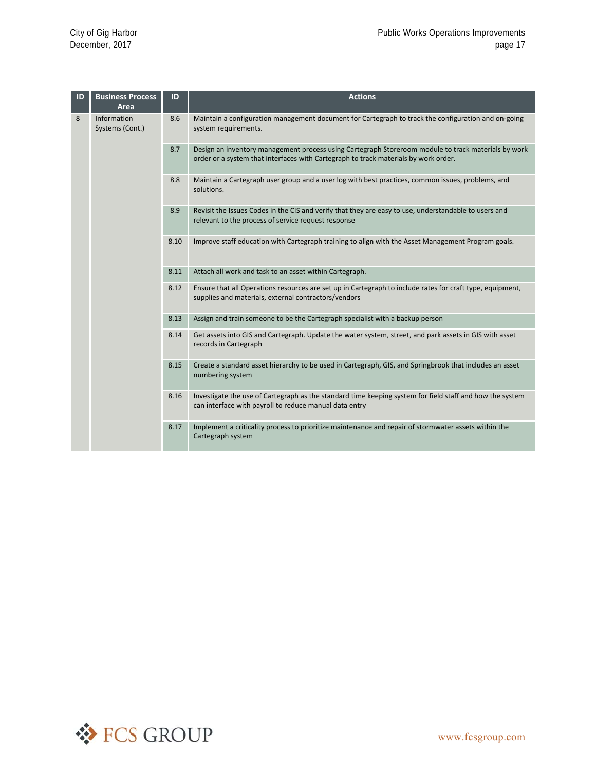| ID | Business Process Area | ID | Actions |
|---|---|---|---|
| 8 | Information Systems (Cont.) | 8.6 | Maintain a configuration management document for Cartegraph to track the configuration and on-going system requirements. |
| | | 8.7 | Design an inventory management process using Cartegraph Storeroom module to track materials by work order or a system that interfaces with Cartegraph to track materials by work order. |
| | | 8.8 | Maintain a Cartegraph user group and a user log with best practices, common issues, problems, and solutions. |
| | | 8.9 | Revisit the Issues Codes in the CIS and verify that they are easy to use, understandable to users and relevant to the process of service request response |
| | | 8.10 | Improve staff education with Cartegraph training to align with the Asset Management Program goals. |
| | | 8.11 | Attach all work and task to an asset within Cartegraph. |
| | | 8.12 | Ensure that all Operations resources are set up in Cartegraph to include rates for craft type, equipment, supplies and materials, external contractors/vendors |
| | | 8.13 | Assign and train someone to be the Cartegraph specialist with a backup person |
| | | 8.14 | Get assets into GIS and Cartegraph. Update the water system, street, and park assets in GIS with asset records in Cartegraph |
| | | 8.15 | Create a standard asset hierarchy to be used in Cartegraph, GIS, and Springbrook that includes an asset numbering system |
| | | 8.16 | Investigate the use of Cartegraph as the standard time keeping system for field staff and how the system can interface with payroll to reduce manual data entry |
| | | 8.17 | Implement a criticality process to prioritize maintenance and repair of stormwater assets within the Cartegraph system |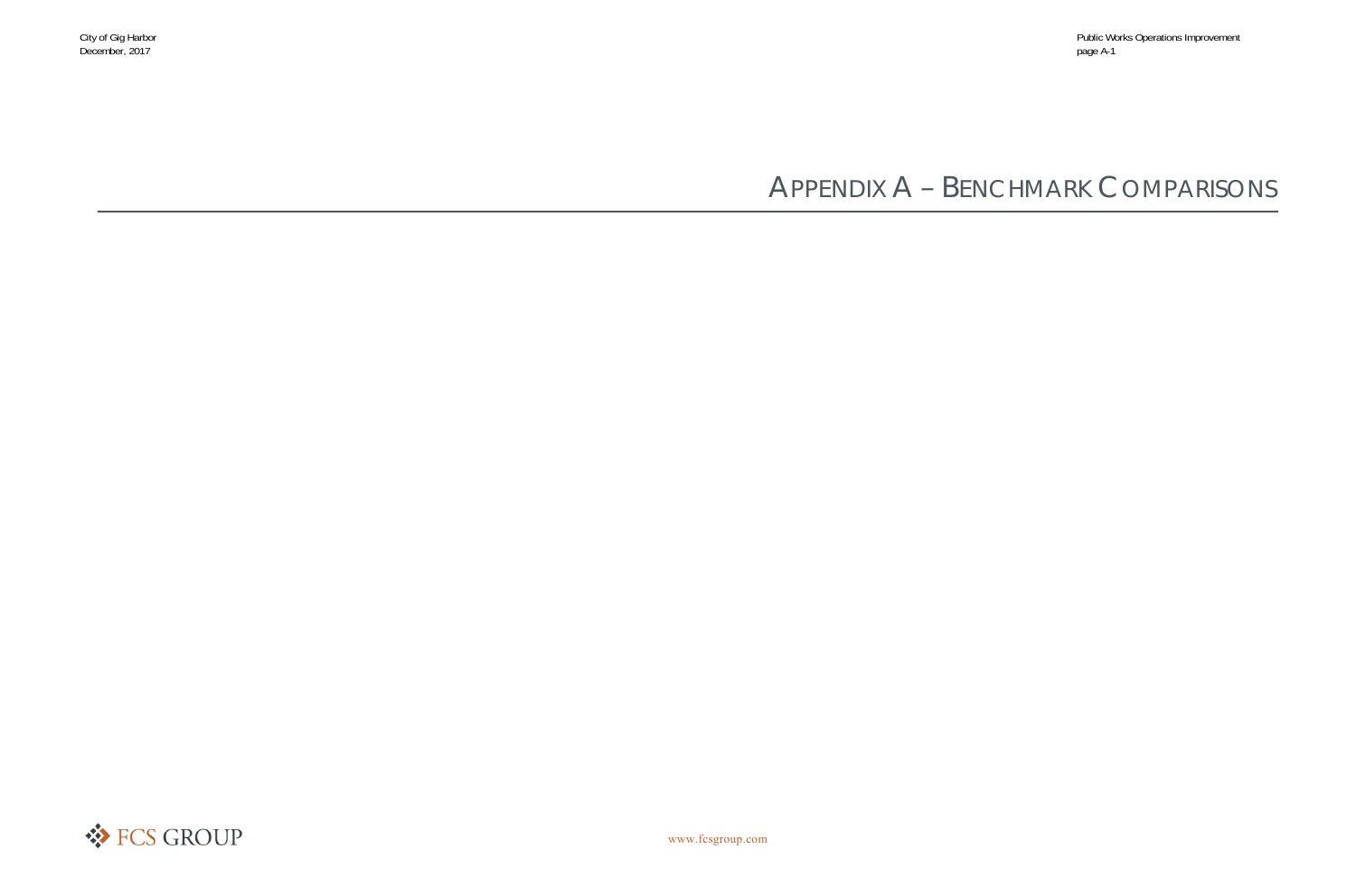# APPENDIX A – BENCHMARK COMPARISONS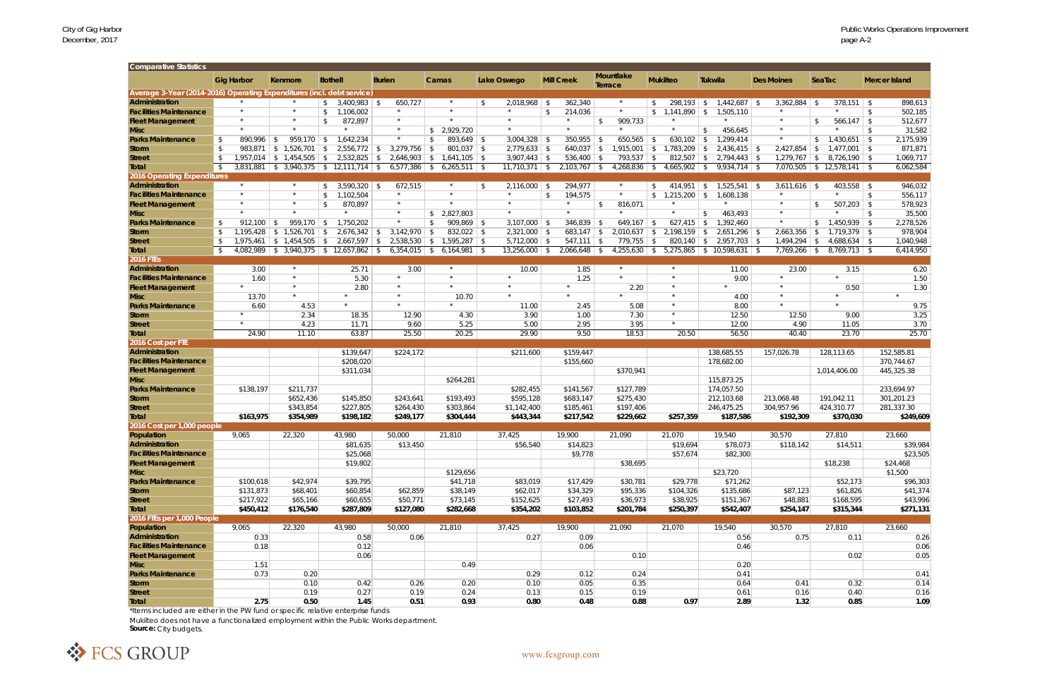| Comparative Statistics | Gig Harbor | Kenmore | Bothell | Burien | Camas | Lake Oswego | Mill Creek | Mountlake Terrace | Mukilteo | Tukwila | Des Moines | SeaTac | Mercer Island |
|---|---|---|---|---|---|---|---|---|---|---|---|---|---|
| **Average 3-Year (2014-2016) Operating Expenditures (incl. debt service)** | | | | | | | | | | | | | |
| Administration | * | * | $ 3,400,983 | $ 650,727 | * | $ 2,018,968 | $ 362,340 | * | $ 298,193 | $ 1,442,687 | $ 3,362,884 | $ 378,151 | $ 898,613 |
| Facilities Maintenance | * | * | $ 1,106,002 | * | * | * | $ 214,036 | * | $ 1,141,890 | $ 1,505,110 | * | * | $ 502,185 |
| Fleet Management | * | * | $ 872,897 | * | * | * | * | $ 909,733 | * | * | * | $ 566,147 | $ 512,677 |
| Misc | * | * | * | * | $ 2,929,720 | * | * | * | * | $ 456,645 | * | * | $ 31,582 |
| Parks Maintenance | $ 890,996 | $ 959,170 | $ 1,642,234 | * | $ 893,649 | $ 3,004,328 | $ 350,955 | $ 650,565 | $ 630,102 | $ 1,299,414 | * | $ 1,430,651 | $ 2,175,939 |
| Storm | $ 983,871 | $ 1,526,701 | $ 2,556,772 | $ 3,279,756 | $ 801,037 | $ 2,779,633 | $ 640,037 | $ 1,915,001 | $ 1,783,209 | $ 2,436,415 | $ 2,427,854 | $ 1,477,001 | $ 871,871 |
| Street | $ 1,957,014 | $ 1,454,505 | $ 2,532,825 | $ 2,646,903 | $ 1,641,105 | $ 3,907,443 | $ 536,400 | $ 793,537 | $ 812,507 | $ 2,794,443 | $ 1,279,767 | $ 8,726,190 | $ 1,069,717 |
| **Total** | $ 3,831,881 | $ 3,940,375 | $ 12,111,714 | $ 6,577,386 | $ 6,265,511 | $ 11,710,371 | $ 2,103,767 | $ 4,268,836 | $ 4,665,902 | $ 9,934,714 | $ 7,070,505 | $ 12,578,141 | $ 6,062,584 |
| **2016 Operating Expenditures** | | | | | | | | | | | | | |
| Administration | * | * | $ 3,590,320 | $ 672,515 | * | $ 2,116,000 | $ 294,977 | * | $ 414,951 | $ 1,525,541 | $ 3,611,616 | $ 403,558 | $ 946,032 |
| Facilities Maintenance | * | * | $ 1,102,504 | * | * | * | $ 194,575 | * | $ 1,215,200 | $ 1,608,138 | * | * | $ 556,117 |
| Fleet Management | * | * | $ 870,897 | * | * | * | * | $ 816,071 | * | * | * | $ 507,203 | $ 578,923 |
| Misc | * | * | * | * | $ 2,827,803 | * | * | * | * | $ 463,493 | * | * | $ 35,500 |
| Parks Maintenance | $ 912,100 | $ 959,170 | $ 1,750,202 | * | $ 909,869 | $ 3,107,000 | $ 346,839 | $ 649,167 | $ 627,415 | $ 1,392,460 | * | $ 1,450,939 | $ 2,278,526 |
| Storm | $ 1,195,428 | $ 1,526,701 | $ 2,676,342 | $ 3,142,970 | $ 832,022 | $ 2,321,000 | $ 683,147 | $ 2,010,637 | $ 2,198,159 | $ 2,651,296 | $ 2,663,356 | $ 1,719,379 | $ 978,904 |
| Street | $ 1,975,461 | $ 1,454,505 | $ 2,667,597 | $ 2,538,530 | $ 1,595,287 | $ 5,712,000 | $ 547,111 | $ 779,755 | $ 820,140 | $ 2,957,703 | $ 1,494,294 | $ 4,688,634 | $ 1,040,948 |
| **Total** | $ 4,082,989 | $ 3,940,375 | $ 12,657,862 | $ 6,354,015 | $ 6,164,981 | $ 13,256,000 | $ 2,066,648 | $ 4,255,630 | $ 5,275,865 | $ 10,598,631 | $ 7,769,266 | $ 8,769,713 | $ 6,414,950 |
| **2016 FTEs** | | | | | | | | | | | | | |
| Administration | 3.00 | * | 25.71 | 3.00 | * | 10.00 | 1.85 | * | * | 11.00 | 23.00 | 3.15 | 6.20 |
| Facilities Maintenance | 1.60 | * | 5.30 | * | * | * | 1.25 | * | * | 9.00 | * | * | 1.50 |
| Fleet Management | * | * | 2.80 | * | * | * | * | 2.20 | * | * | * | 0.50 | 1.30 |
| Misc | 13.70 | * | * | * | 10.70 | * | * | * | * | 4.00 | * | * | * |
| Parks Maintenance | 6.60 | 4.53 | * | * | * | 11.00 | 2.45 | 5.08 | * | 8.00 | * | * | 9.75 |
| Storm | * | 2.34 | 18.35 | 12.90 | 4.30 | 3.90 | 1.00 | 7.30 | * | 12.50 | 12.50 | 9.00 | 3.25 |
| Street | * | 4.23 | 11.71 | 9.60 | 5.25 | 5.00 | 2.95 | 3.95 | * | 12.00 | 4.90 | 11.05 | 3.70 |
| **Total** | 24.90 | 11.10 | 63.87 | 25.50 | 20.25 | 29.90 | 9.50 | 18.53 | 20.50 | 56.50 | 40.40 | 23.70 | 25.70 |
| **2016 Cost per FTE** | | | | | | | | | | | | | |
| Administration | | | $139,647 | $224,172 | | $211,600 | $159,447 | | | 138,685.55 | 157,026.78 | 128,113.65 | 152,585.81 |
| Facilities Maintenance | | | $208,020 | | | | $155,660 | | | 178,682.00 | | | 370,744.67 |
| Fleet Management | | | $311,034 | | | | | $370,941 | | | | 1,014,406.00 | 445,325.38 |
| Misc | | | | | $264,281 | | | | | 115,873.25 | | | |
| Parks Maintenance | $138,197 | $211,737 | | | | $282,455 | $141,567 | $127,789 | | 174,057.50 | | | 233,694.97 |
| Storm | | $652,436 | $145,850 | $243,641 | $193,493 | $595,128 | $683,147 | $275,430 | | 212,103.68 | 213,068.48 | 191,042.11 | 301,201.23 |
| Street | | $343,854 | $227,805 | $264,430 | $303,864 | $1,142,400 | $185,461 | $197,406 | | 246,475.25 | 304,957.96 | 424,310.77 | 281,337.30 |
| **Total** | **$163,975** | **$354,989** | **$198,182** | **$249,177** | **$304,444** | **$443,344** | **$217,542** | **$229,662** | **$257,359** | **$187,586** | **$192,309** | **$370,030** | **$249,609** |
| **2016 Cost per 1,000 people** | | | | | | | | | | | | | |
| Population | 9,065 | 22,320 | 43,980 | 50,000 | 21,810 | 37,425 | 19,900 | 21,090 | 21,070 | 19,540 | 30,570 | 27,810 | 23,660 |
| Administration | | | $81,635 | $13,450 | | $56,540 | $14,823 | | $19,694 | $78,073 | $118,142 | $14,511 | $39,984 |
| Facilities Maintenance | | | $25,068 | | | | $9,778 | | $57,674 | $82,300 | | | $23,505 |
| Fleet Management | | | $19,802 | | | | | $38,695 | | | | $18,238 | $24,468 |
| Misc | | | | | $129,656 | | | | | $23,720 | | | $1,500 |
| Parks Maintenance | $100,618 | $42,974 | $39,795 | | $41,718 | $83,019 | $17,429 | $30,781 | $29,778 | $71,262 | | $52,173 | $96,303 |
| Storm | $131,873 | $68,401 | $60,854 | $62,859 | $38,149 | $62,017 | $34,329 | $95,336 | $104,326 | $135,686 | $87,123 | $61,826 | $41,374 |
| Street | $217,922 | $65,166 | $60,655 | $50,771 | $73,145 | $152,625 | $27,493 | $36,973 | $38,925 | $151,367 | $48,881 | $168,595 | $43,996 |
| **Total** | **$450,412** | **$176,540** | **$287,809** | **$127,080** | **$282,668** | **$354,202** | **$103,852** | **$201,784** | **$250,397** | **$542,407** | **$254,147** | **$315,344** | **$271,131** |
| **2016 FTEs per 1,000 People** | | | | | | | | | | | | | |
| Population | 9,065 | 22,320 | 43,980 | 50,000 | 21,810 | 37,425 | 19,900 | 21,090 | 21,070 | 19,540 | 30,570 | 27,810 | 23,660 |
| Administration | 0.33 | | 0.58 | 0.06 | | 0.27 | 0.09 | | | 0.56 | 0.75 | 0.11 | 0.26 |
| Facilities Maintenance | 0.18 | | 0.12 | | | | 0.06 | | | 0.46 | | | 0.06 |
| Fleet Management | | | 0.06 | | | | | 0.10 | | | | 0.02 | 0.05 |
| Misc | 1.51 | | | | 0.49 | | | | | 0.20 | | | |
| Parks Maintenance | 0.73 | 0.20 | | | | 0.29 | 0.12 | 0.24 | | 0.41 | | | 0.41 |
| Storm | | 0.10 | 0.42 | 0.26 | 0.20 | 0.10 | 0.05 | 0.35 | | 0.64 | 0.41 | 0.32 | 0.14 |
| Street | | 0.19 | 0.27 | 0.19 | 0.24 | 0.13 | 0.15 | 0.19 | | 0.61 | 0.16 | 0.40 | 0.16 |
| **Total** | **2.75** | **0.50** | **1.45** | **0.51** | **0.93** | **0.80** | **0.48** | **0.88** | **0.97** | **2.89** | **1.32** | **0.85** | **1.09** |

*Items included are either in the PW fund or specific relative enterprise funds

Mukilteo does not have a functionalized employment within the Public Works department.

**Source:** City budgets.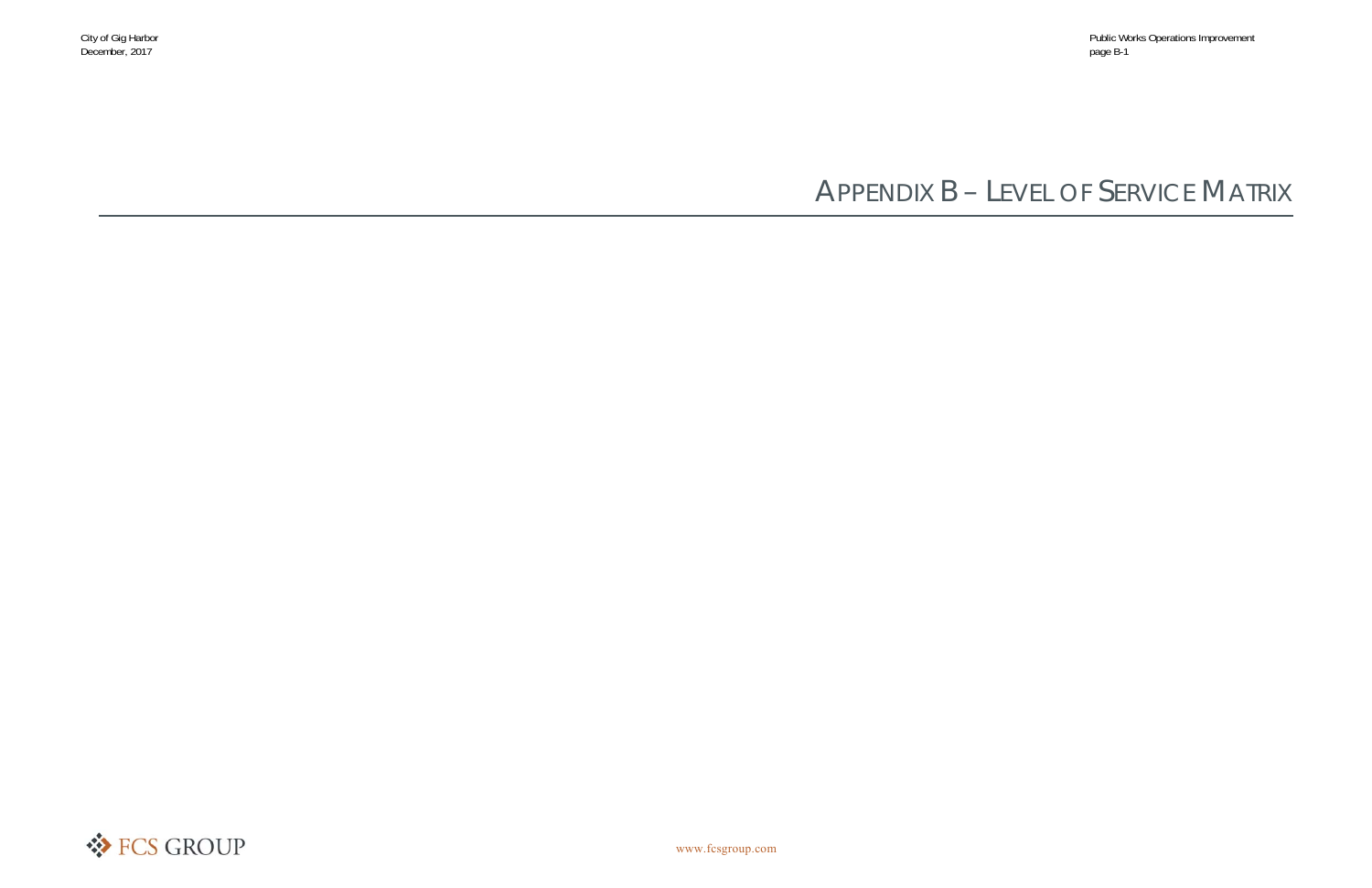# APPENDIX B – LEVEL OF SERVICE MATRIX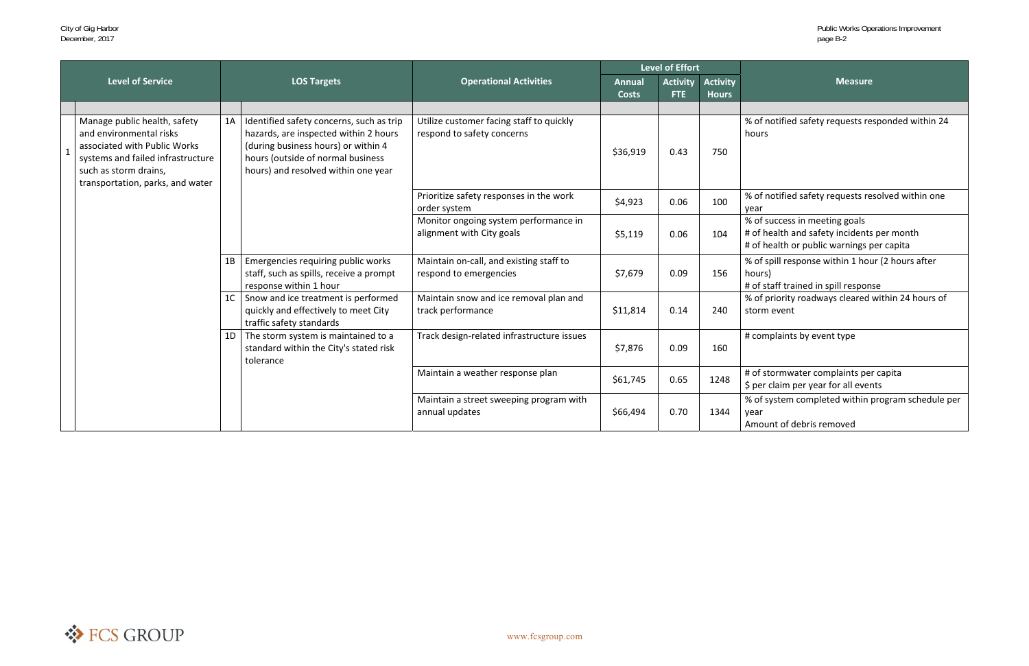| | Level of Service | | LOS Targets | Operational Activities | Level of Effort | | | Measure |
|---|---|---|---|---|---|---|---|---|
| | | | | | Annual Costs | Activity FTE | Activity Hours | |
| 1 | Manage public health, safety and environmental risks associated with Public Works systems and failed infrastructure such as storm drains, transportation, parks, and water | 1A | Identified safety concerns, such as trip hazards, are inspected within 2 hours (during business hours) or within 4 hours (outside of normal business hours) and resolved within one year | Utilize customer facing staff to quickly respond to safety concerns | $36,919 | 0.43 | 750 | % of notified safety requests responded within 24 hours |
| | | | | Prioritize safety responses in the work order system | $4,923 | 0.06 | 100 | % of notified safety requests resolved within one year |
| | | | | Monitor ongoing system performance in alignment with City goals | $5,119 | 0.06 | 104 | % of success in meeting goals<br># of health and safety incidents per month<br># of health or public warnings per capita |
| | | 1B | Emergencies requiring public works staff, such as spills, receive a prompt response within 1 hour | Maintain on-call, and existing staff to respond to emergencies | $7,679 | 0.09 | 156 | % of spill response within 1 hour (2 hours after hours)<br># of staff trained in spill response |
| | | 1C | Snow and ice treatment is performed quickly and effectively to meet City traffic safety standards | Maintain snow and ice removal plan and track performance | $11,814 | 0.14 | 240 | % of priority roadways cleared within 24 hours of storm event |
| | | 1D | The storm system is maintained to a standard within the City's stated risk tolerance | Track design-related infrastructure issues | $7,876 | 0.09 | 160 | # complaints by event type |
| | | | | Maintain a weather response plan | $61,745 | 0.65 | 1248 | # of stormwater complaints per capita<br>$ per claim per year for all events |
| | | | | Maintain a street sweeping program with annual updates | $66,494 | 0.70 | 1344 | % of system completed within program schedule per year<br>Amount of debris removed |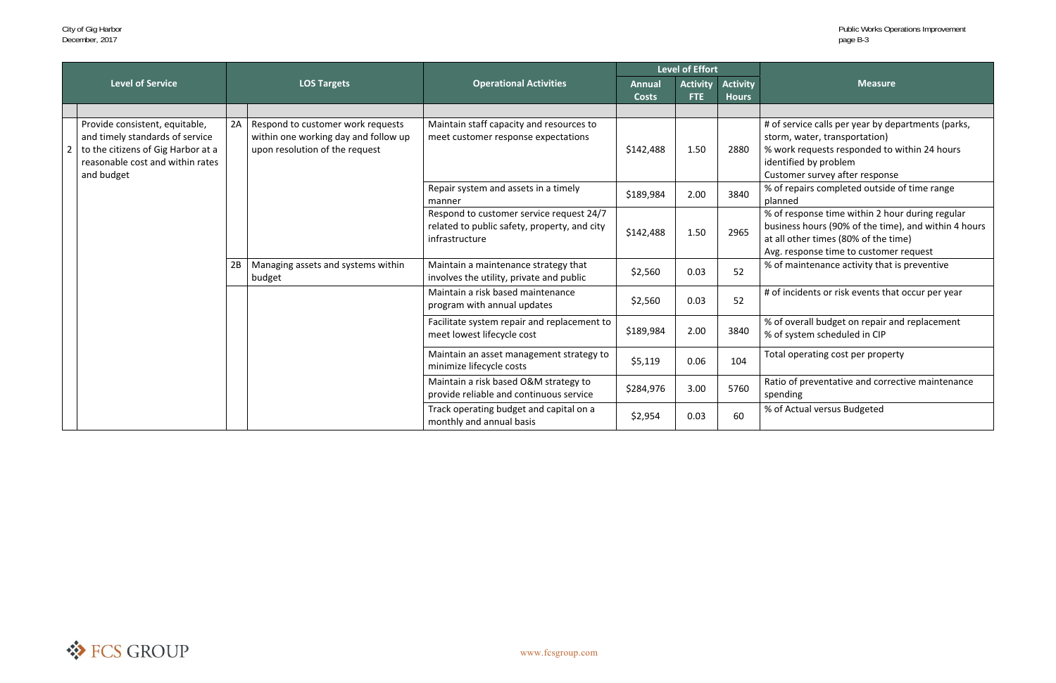| | Level of Service | | LOS Targets | Operational Activities | Level of Effort | | | Measure |
|---|---|---|---|---|---|---|---|---|
| | | | | | Annual Costs | Activity FTE | Activity Hours | |
| 2 | Provide consistent, equitable, and timely standards of service to the citizens of Gig Harbor at a reasonable cost and within rates and budget | 2A | Respond to customer work requests within one working day and follow up upon resolution of the request | Maintain staff capacity and resources to meet customer response expectations | $142,488 | 1.50 | 2880 | # of service calls per year by departments (parks, storm, water, transportation)<br>% work requests responded to within 24 hours identified by problem<br>Customer survey after response |
| | | | | Repair system and assets in a timely manner | $189,984 | 2.00 | 3840 | % of repairs completed outside of time range planned |
| | | | | Respond to customer service request 24/7 related to public safety, property, and city infrastructure | $142,488 | 1.50 | 2965 | % of response time within 2 hour during regular business hours (90% of the time), and within 4 hours at all other times (80% of the time)<br>Avg. response time to customer request |
| | | 2B | Managing assets and systems within budget | Maintain a maintenance strategy that involves the utility, private and public | $2,560 | 0.03 | 52 | % of maintenance activity that is preventive |
| | | | | Maintain a risk based maintenance program with annual updates | $2,560 | 0.03 | 52 | # of incidents or risk events that occur per year |
| | | | | Facilitate system repair and replacement to meet lowest lifecycle cost | $189,984 | 2.00 | 3840 | % of overall budget on repair and replacement<br>% of system scheduled in CIP |
| | | | | Maintain an asset management strategy to minimize lifecycle costs | $5,119 | 0.06 | 104 | Total operating cost per property |
| | | | | Maintain a risk based O&M strategy to provide reliable and continuous service | $284,976 | 3.00 | 5760 | Ratio of preventative and corrective maintenance spending |
| | | | | Track operating budget and capital on a monthly and annual basis | $2,954 | 0.03 | 60 | % of Actual versus Budgeted |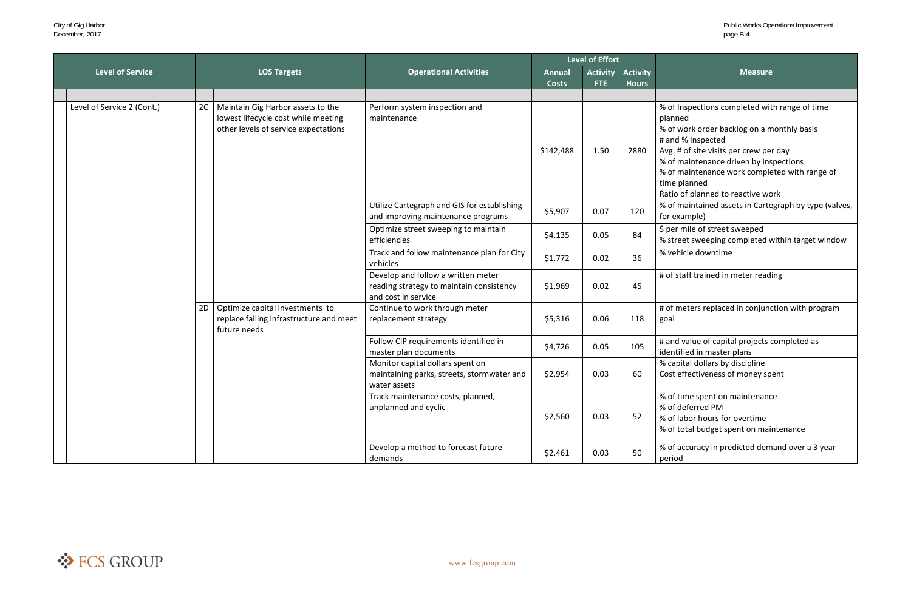| | Level of Service | | LOS Targets | Operational Activities | Level of Effort | | | Measure |
|---|---|---|---|---|---|---|---|---|
| | | | | | Annual Costs | Activity FTE | Activity Hours | |
| | Level of Service 2 (Cont.) | 2C | Maintain Gig Harbor assets to the lowest lifecycle cost while meeting other levels of service expectations | Perform system inspection and maintenance | $142,488 | 1.50 | 2880 | % of Inspections completed with range of time planned<br>% of work order backlog on a monthly basis<br># and % Inspected<br>Avg. # of site visits per crew per day<br>% of maintenance driven by inspections<br>% of maintenance work completed with range of time planned<br>Ratio of planned to reactive work |
| | | | | Utilize Cartegraph and GIS for establishing and improving maintenance programs | $5,907 | 0.07 | 120 | % of maintained assets in Cartegraph by type (valves, for example) |
| | | | | Optimize street sweeping to maintain efficiencies | $4,135 | 0.05 | 84 | $ per mile of street sweeped<br>% street sweeping completed within target window |
| | | | | Track and follow maintenance plan for City vehicles | $1,772 | 0.02 | 36 | % vehicle downtime |
| | | | | Develop and follow a written meter reading strategy to maintain consistency and cost in service | $1,969 | 0.02 | 45 | # of staff trained in meter reading |
| | | 2D | Optimize capital investments to replace failing infrastructure and meet future needs | Continue to work through meter replacement strategy | $5,316 | 0.06 | 118 | # of meters replaced in conjunction with program goal |
| | | | | Follow CIP requirements identified in master plan documents | $4,726 | 0.05 | 105 | # and value of capital projects completed as identified in master plans |
| | | | | Monitor capital dollars spent on maintaining parks, streets, stormwater and water assets | $2,954 | 0.03 | 60 | % capital dollars by discipline<br>Cost effectiveness of money spent |
| | | | | Track maintenance costs, planned, unplanned and cyclic | $2,560 | 0.03 | 52 | % of time spent on maintenance<br>% of deferred PM<br>% of labor hours for overtime<br>% of total budget spent on maintenance |
| | | | | Develop a method to forecast future demands | $2,461 | 0.03 | 50 | % of accuracy in predicted demand over a 3 year period |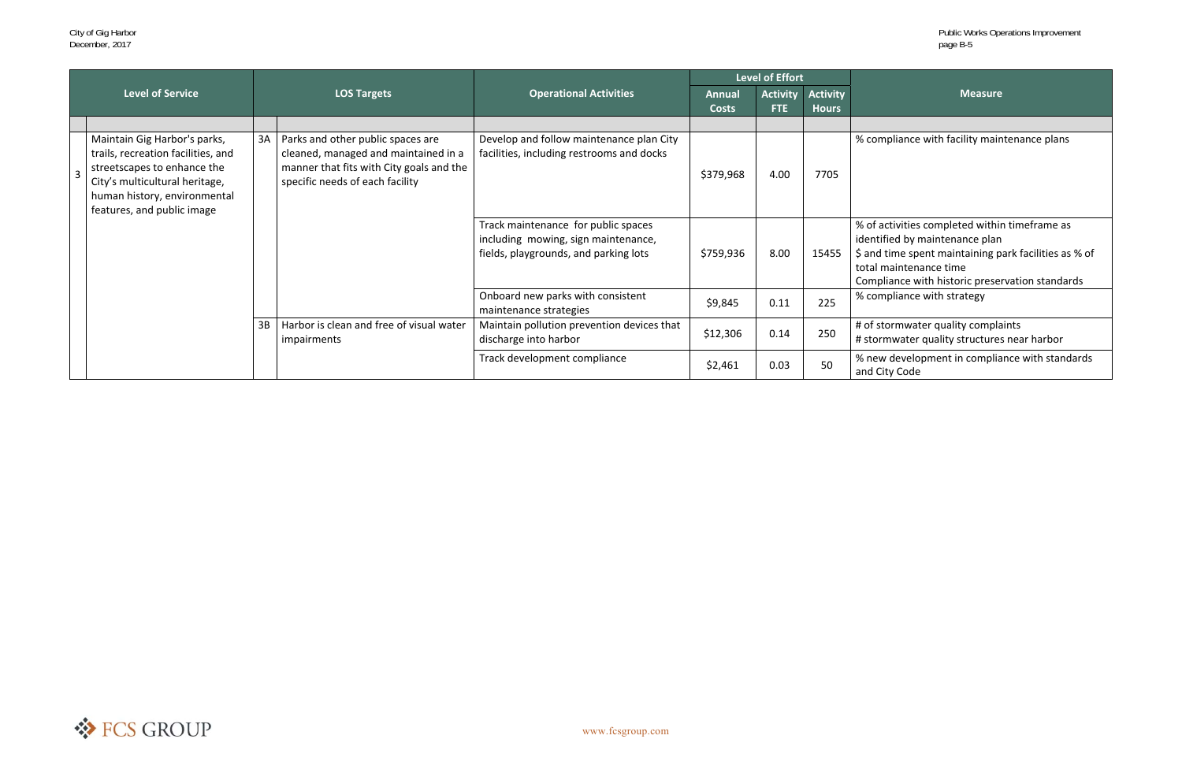| | Level of Service | | LOS Targets | Operational Activities | Level of Effort | | | Measure |
|---|---|---|---|---|---|---|---|---|
| | | | | | Annual Costs | Activity FTE | Activity Hours | |
| | | | | | | | | |
| 3 | Maintain Gig Harbor's parks, trails, recreation facilities, and streetscapes to enhance the City's multicultural heritage, human history, environmental features, and public image | 3A | Parks and other public spaces are cleaned, managed and maintained in a manner that fits with City goals and the specific needs of each facility | Develop and follow maintenance plan City facilities, including restrooms and docks | $379,968 | 4.00 | 7705 | % compliance with facility maintenance plans |
| | | | | Track maintenance for public spaces including mowing, sign maintenance, fields, playgrounds, and parking lots | $759,936 | 8.00 | 15455 | % of activities completed within timeframe as identified by maintenance plan<br>$ and time spent maintaining park facilities as % of total maintenance time<br>Compliance with historic preservation standards |
| | | | | Onboard new parks with consistent maintenance strategies | $9,845 | 0.11 | 225 | % compliance with strategy |
| | | 3B | Harbor is clean and free of visual water impairments | Maintain pollution prevention devices that discharge into harbor | $12,306 | 0.14 | 250 | # of stormwater quality complaints<br># stormwater quality structures near harbor |
| | | | | Track development compliance | $2,461 | 0.03 | 50 | % new development in compliance with standards and City Code |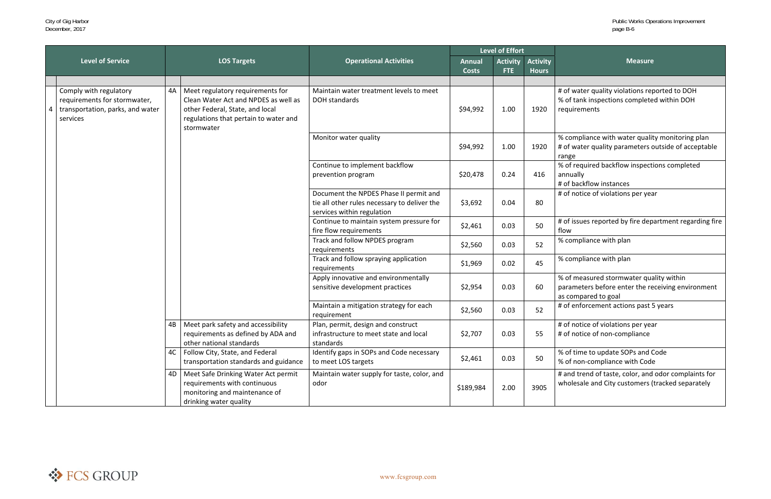| | Level of Service | | LOS Targets | Operational Activities | Level of Effort | | | Measure |
|---|---|---|---|---|---|---|---|---|
| | | | | | Annual Costs | Activity FTE | Activity Hours | |
| 4 | Comply with regulatory requirements for stormwater, transportation, parks, and water services | 4A | Meet regulatory requirements for Clean Water Act and NPDES as well as other Federal, State, and local regulations that pertain to water and stormwater | Maintain water treatment levels to meet DOH standards | $94,992 | 1.00 | 1920 | # of water quality violations reported to DOH<br>% of tank inspections completed within DOH requirements |
| | | | | Monitor water quality | $94,992 | 1.00 | 1920 | % compliance with water quality monitoring plan<br># of water quality parameters outside of acceptable range |
| | | | | Continue to implement backflow prevention program | $20,478 | 0.24 | 416 | % of required backflow inspections completed annually<br># of backflow instances |
| | | | | Document the NPDES Phase II permit and tie all other rules necessary to deliver the services within regulation | $3,692 | 0.04 | 80 | # of notice of violations per year |
| | | | | Continue to maintain system pressure for fire flow requirements | $2,461 | 0.03 | 50 | # of issues reported by fire department regarding fire flow |
| | | | | Track and follow NPDES program requirements | $2,560 | 0.03 | 52 | % compliance with plan |
| | | | | Track and follow spraying application requirements | $1,969 | 0.02 | 45 | % compliance with plan |
| | | | | Apply innovative and environmentally sensitive development practices | $2,954 | 0.03 | 60 | % of measured stormwater quality within parameters before enter the receiving environment as compared to goal |
| | | | | Maintain a mitigation strategy for each requirement | $2,560 | 0.03 | 52 | # of enforcement actions past 5 years |
| | | 4B | Meet park safety and accessibility requirements as defined by ADA and other national standards | Plan, permit, design and construct infrastructure to meet state and local standards | $2,707 | 0.03 | 55 | # of notice of violations per year<br># of notice of non-compliance |
| | | 4C | Follow City, State, and Federal transportation standards and guidance | Identify gaps in SOPs and Code necessary to meet LOS targets | $2,461 | 0.03 | 50 | % of time to update SOPs and Code<br>% of non-compliance with Code |
| | | 4D | Meet Safe Drinking Water Act permit requirements with continuous monitoring and maintenance of drinking water quality | Maintain water supply for taste, color, and odor | $189,984 | 2.00 | 3905 | # and trend of taste, color, and odor complaints for wholesale and City customers (tracked separately |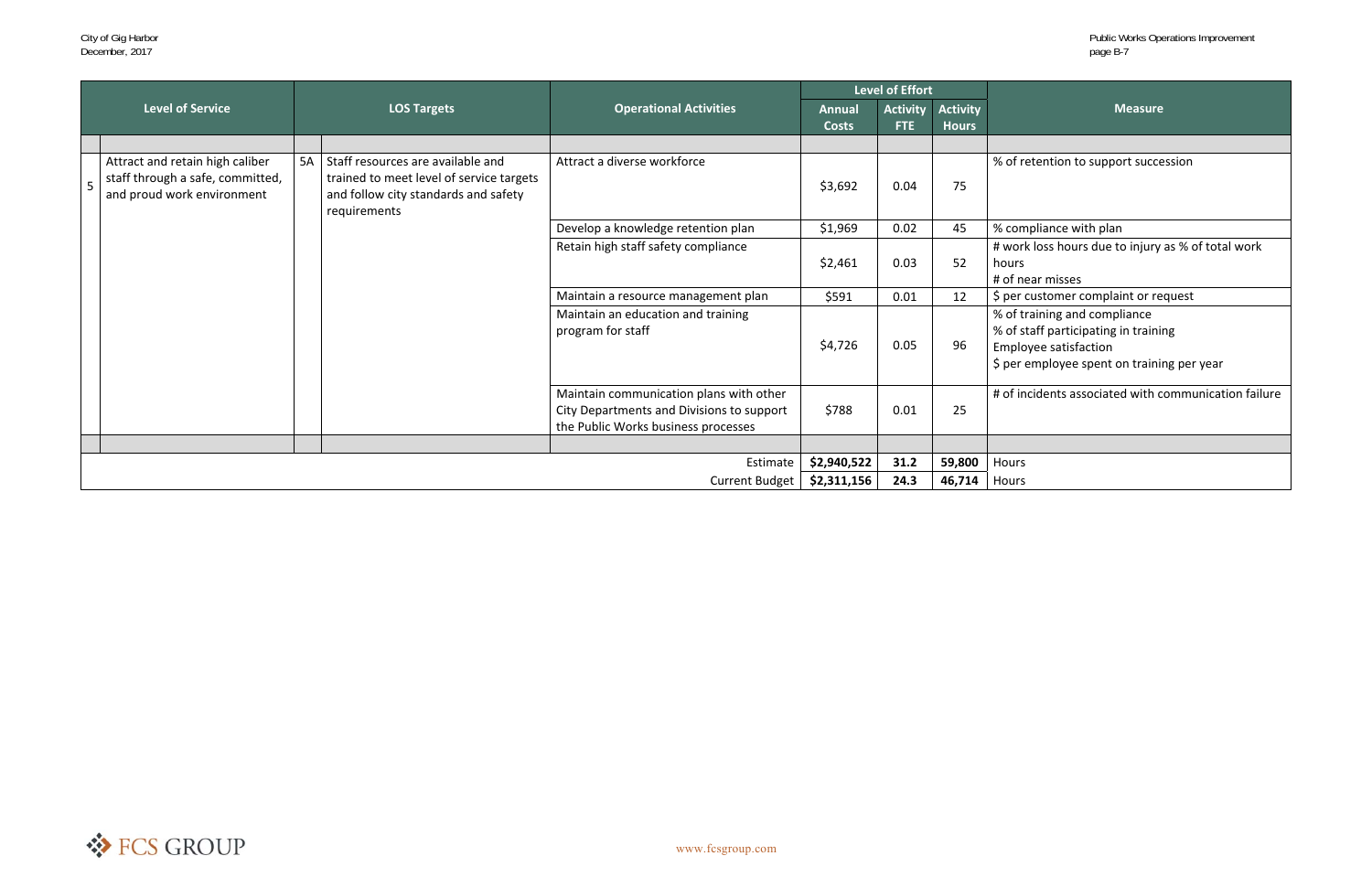| | Level of Service | | LOS Targets | Operational Activities | Level of Effort | | | Measure |
|---|---|---|---|---|---|---|---|---|
| | | | | | Annual Costs | Activity FTE | Activity Hours | |
| | | | | | | | | |
| 5 | Attract and retain high caliber staff through a safe, committed, and proud work environment | 5A | Staff resources are available and trained to meet level of service targets and follow city standards and safety requirements | Attract a diverse workforce | $3,692 | 0.04 | 75 | % of retention to support succession |
| | | | | Develop a knowledge retention plan | $1,969 | 0.02 | 45 | % compliance with plan |
| | | | | Retain high staff safety compliance | $2,461 | 0.03 | 52 | # work loss hours due to injury as % of total work hours<br># of near misses |
| | | | | Maintain a resource management plan | $591 | 0.01 | 12 | $ per customer complaint or request |
| | | | | Maintain an education and training program for staff | $4,726 | 0.05 | 96 | % of training and compliance<br>% of staff participating in training<br>Employee satisfaction<br>$ per employee spent on training per year |
| | | | | Maintain communication plans with other City Departments and Divisions to support the Public Works business processes | $788 | 0.01 | 25 | # of incidents associated with communication failure |
| | | | | | | | | |
| | | | | Estimate | $2,940,522 | 31.2 | 59,800 | Hours |
| | | | | Current Budget | $2,311,156 | 24.3 | 46,714 | Hours |